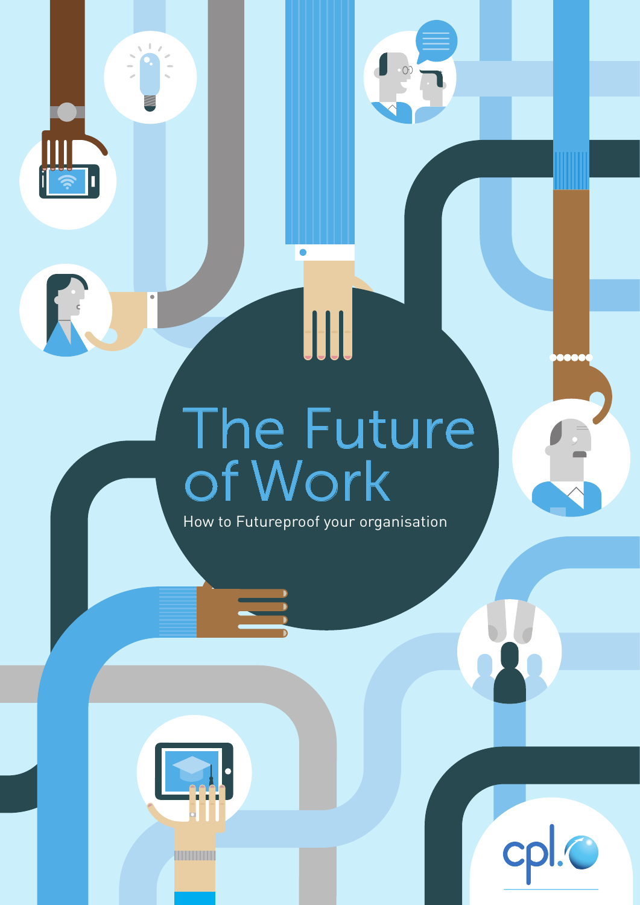# The Future of Work

How to Futureproof your organisation

cpl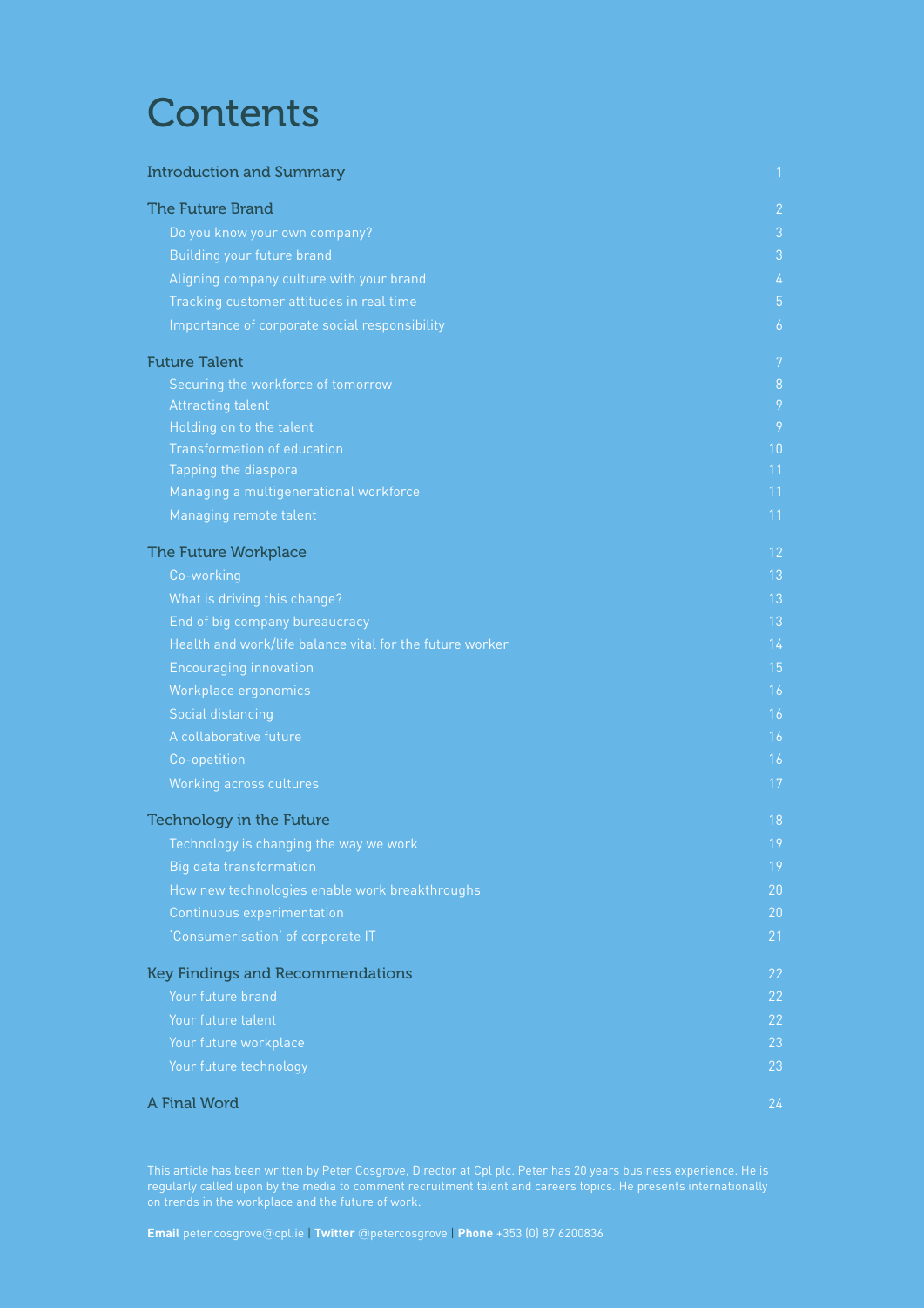# Contents

| | |
|---|---|
| **Introduction and Summary** | 1 |
| **The Future Brand** | 2 |
| Do you know your own company? | 3 |
| Building your future brand | 3 |
| Aligning company culture with your brand | 4 |
| Tracking customer attitudes in real time | 5 |
| Importance of corporate social responsibility | 6 |
| **Future Talent** | 7 |
| Securing the workforce of tomorrow | 8 |
| Attracting talent | 9 |
| Holding on to the talent | 9 |
| Transformation of education | 10 |
| Tapping the diaspora | 11 |
| Managing a multigenerational workforce | 11 |
| Managing remote talent | 11 |
| **The Future Workplace** | 12 |
| Co-working | 13 |
| What is driving this change? | 13 |
| End of big company bureaucracy | 13 |
| Health and work/life balance vital for the future worker | 14 |
| Encouraging innovation | 15 |
| Workplace ergonomics | 16 |
| Social distancing | 16 |
| A collaborative future | 16 |
| Co-opetition | 16 |
| Working across cultures | 17 |
| **Technology in the Future** | 18 |
| Technology is changing the way we work | 19 |
| Big data transformation | 19 |
| How new technologies enable work breakthroughs | 20 |
| Continuous experimentation | 20 |
| 'Consumerisation' of corporate IT | 21 |
| **Key Findings and Recommendations** | 22 |
| Your future brand | 22 |
| Your future talent | 22 |
| Your future workplace | 23 |
| Your future technology | 23 |
| **A Final Word** | 24 |

This article has been written by Peter Cosgrove, Director at Cpl plc. Peter has 20 years business experience. He is regularly called upon by the media to comment recruitment talent and careers topics. He presents internationally on trends in the workplace and the future of work.

**Email** peter.cosgrove@cpl.ie | **Twitter** @petercosgrove | **Phone** +353 (0) 87 6200836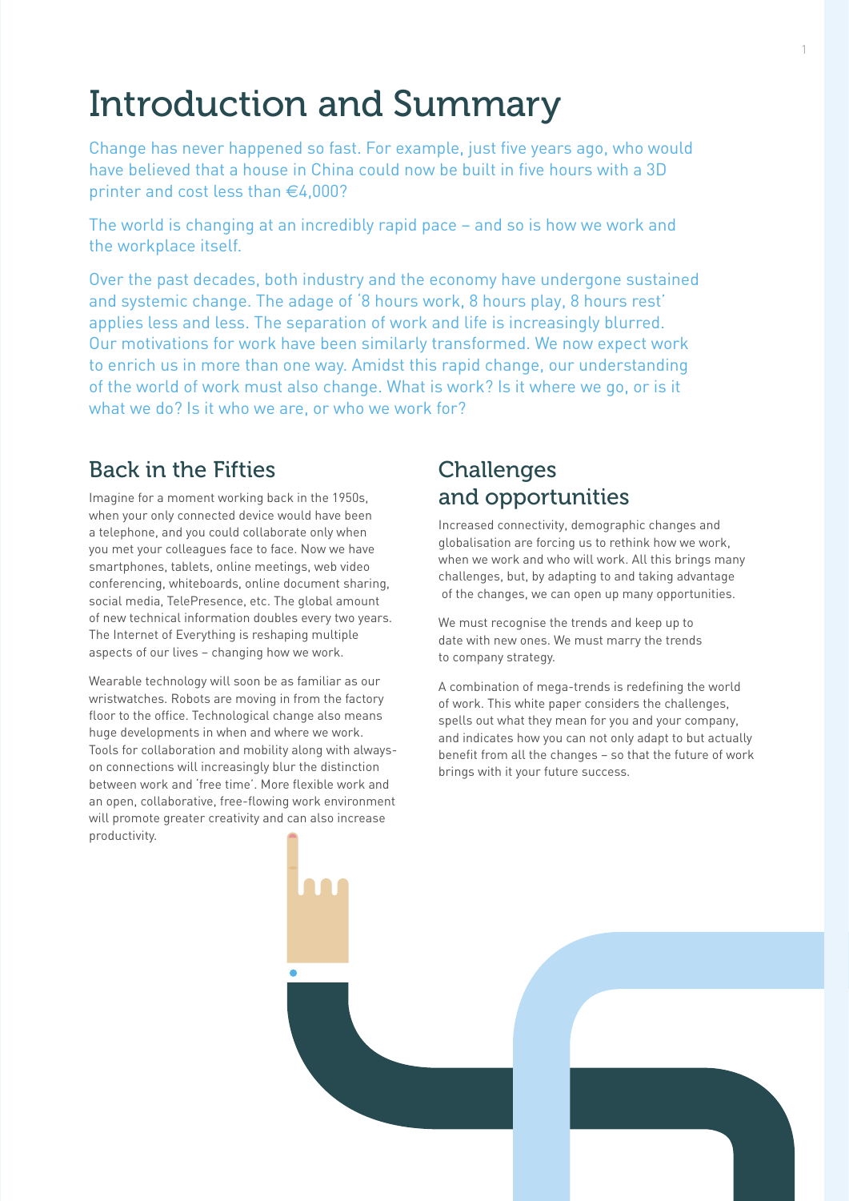# Introduction and Summary

Change has never happened so fast. For example, just five years ago, who would have believed that a house in China could now be built in five hours with a 3D printer and cost less than €4,000?

The world is changing at an incredibly rapid pace – and so is how we work and the workplace itself.

Over the past decades, both industry and the economy have undergone sustained and systemic change. The adage of '8 hours work, 8 hours play, 8 hours rest' applies less and less. The separation of work and life is increasingly blurred. Our motivations for work have been similarly transformed. We now expect work to enrich us in more than one way. Amidst this rapid change, our understanding of the world of work must also change. What is work? Is it where we go, or is it what we do? Is it who we are, or who we work for?

## Back in the Fifties

Imagine for a moment working back in the 1950s, when your only connected device would have been a telephone, and you could collaborate only when you met your colleagues face to face. Now we have smartphones, tablets, online meetings, web video conferencing, whiteboards, online document sharing, social media, TelePresence, etc. The global amount of new technical information doubles every two years. The Internet of Everything is reshaping multiple aspects of our lives – changing how we work.

Wearable technology will soon be as familiar as our wristwatches. Robots are moving in from the factory floor to the office. Technological change also means huge developments in when and where we work. Tools for collaboration and mobility along with always-on connections will increasingly blur the distinction between work and 'free time'. More flexible work and an open, collaborative, free-flowing work environment will promote greater creativity and can also increase productivity.

## Challenges and opportunities

Increased connectivity, demographic changes and globalisation are forcing us to rethink how we work, when we work and who will work. All this brings many challenges, but, by adapting to and taking advantage of the changes, we can open up many opportunities.

We must recognise the trends and keep up to date with new ones. We must marry the trends to company strategy.

A combination of mega-trends is redefining the world of work. This white paper considers the challenges, spells out what they mean for you and your company, and indicates how you can not only adapt to but actually benefit from all the changes – so that the future of work brings with it your future success.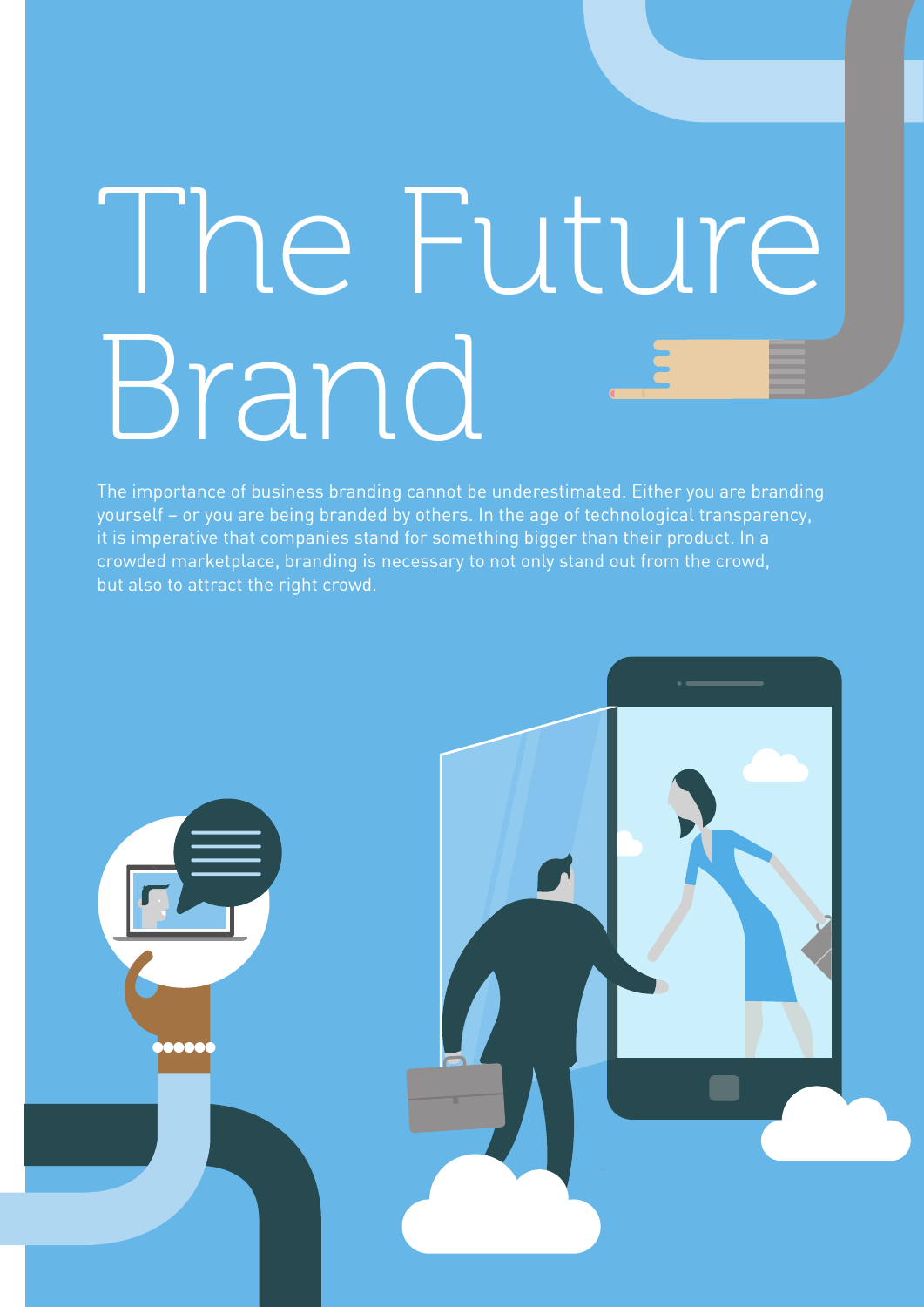# The Future Brand

The importance of business branding cannot be underestimated. Either you are branding yourself – or you are being branded by others. In the age of technological transparency, it is imperative that companies stand for something bigger than their product. In a crowded marketplace, branding is necessary to not only stand out from the crowd, but also to attract the right crowd.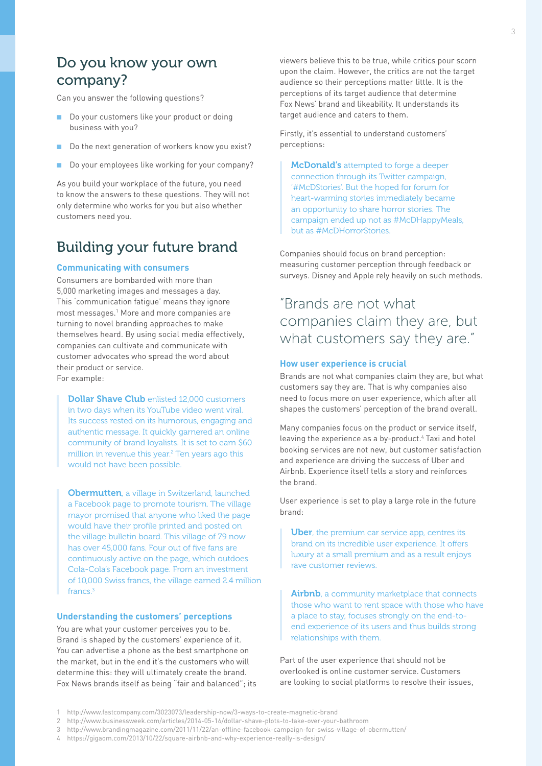## Do you know your own company?

Can you answer the following questions?

- Do your customers like your product or doing business with you?
- Do the next generation of workers know you exist?
- Do your employees like working for your company?

As you build your workplace of the future, you need to know the answers to these questions. They will not only determine who works for you but also whether customers need you.

## Building your future brand

### Communicating with consumers

Consumers are bombarded with more than 5,000 marketing images and messages a day. This 'communication fatigue' means they ignore most messages.[1] More and more companies are turning to novel branding approaches to make themselves heard. By using social media effectively, companies can cultivate and communicate with customer advocates who spread the word about their product or service.
For example:

> **Dollar Shave Club** enlisted 12,000 customers in two days when its YouTube video went viral. Its success rested on its humorous, engaging and authentic message. It quickly garnered an online community of brand loyalists. It is set to earn $60 million in revenue this year.[2] Ten years ago this would not have been possible.

> **Obermutten**, a village in Switzerland, launched a Facebook page to promote tourism. The village mayor promised that anyone who liked the page would have their profile printed and posted on the village bulletin board. This village of 79 now has over 45,000 fans. Four out of five fans are continuously active on the page, which outdoes Cola-Cola's Facebook page. From an investment of 10,000 Swiss francs, the village earned 2.4 million francs.[3]

### Understanding the customers' perceptions

You are what your customer perceives you to be. Brand is shaped by the customers' experience of it. You can advertise a phone as the best smartphone on the market, but in the end it's the customers who will determine this: they will ultimately create the brand. Fox News brands itself as being "fair and balanced"; its viewers believe this to be true, while critics pour scorn upon the claim. However, the critics are not the target audience so their perceptions matter little. It is the perceptions of its target audience that determine Fox News' brand and likeability. It understands its target audience and caters to them.

Firstly, it's essential to understand customers' perceptions:

> **McDonald's** attempted to forge a deeper connection through its Twitter campaign, '#McDStories'. But the hoped for forum for heart-warming stories immediately became an opportunity to share horror stories. The campaign ended up not as #McDHappyMeals, but as #McDHorrorStories.

Companies should focus on brand perception: measuring customer perception through feedback or surveys. Disney and Apple rely heavily on such methods.

> "Brands are not what companies claim they are, but what customers say they are."

### How user experience is crucial

Brands are not what companies claim they are, but what customers say they are. That is why companies also need to focus more on user experience, which after all shapes the customers' perception of the brand overall.

Many companies focus on the product or service itself, leaving the experience as a by-product.[4] Taxi and hotel booking services are not new, but customer satisfaction and experience are driving the success of Uber and Airbnb. Experience itself tells a story and reinforces the brand.

User experience is set to play a large role in the future brand:

> **Uber**, the premium car service app, centres its brand on its incredible user experience. It offers luxury at a small premium and as a result enjoys rave customer reviews.

> **Airbnb**, a community marketplace that connects those who want to rent space with those who have a place to stay, focuses strongly on the end-to-end experience of its users and thus builds strong relationships with them.

Part of the user experience that should not be overlooked is online customer service. Customers are looking to social platforms to resolve their issues,

---

1 http://www.fastcompany.com/3023073/leadership-now/3-ways-to-create-magnetic-brand
2 http://www.businessweek.com/articles/2014-05-16/dollar-shave-plots-to-take-over-your-bathroom
3 http://www.brandingmagazine.com/2011/11/22/an-offline-facebook-campaign-for-swiss-village-of-obermutten/
4 https://gigaom.com/2013/10/22/square-airbnb-and-why-experience-really-is-design/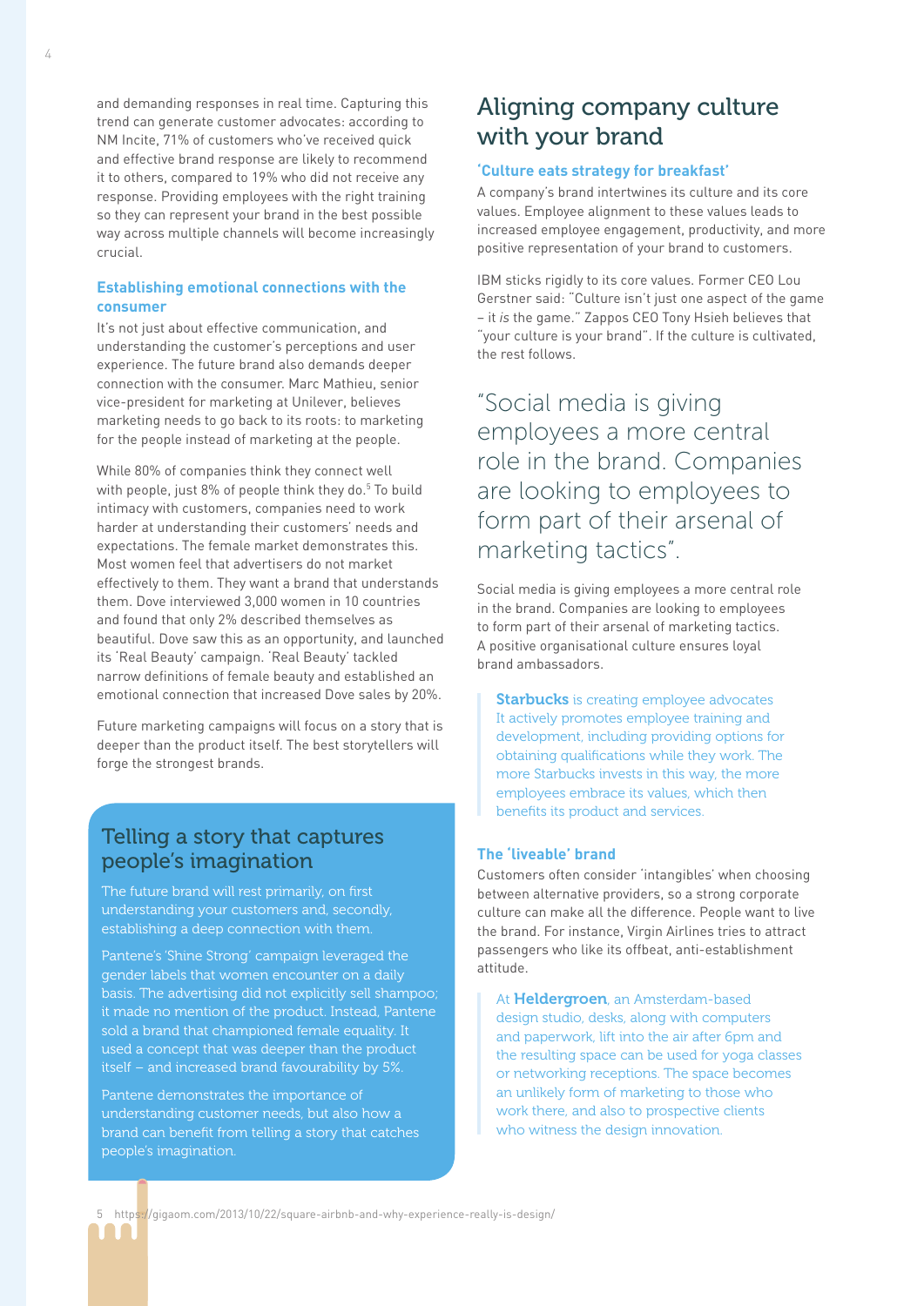and demanding responses in real time. Capturing this trend can generate customer advocates: according to NM Incite, 71% of customers who've received quick and effective brand response are likely to recommend it to others, compared to 19% who did not receive any response. Providing employees with the right training so they can represent your brand in the best possible way across multiple channels will become increasingly crucial.

### Establishing emotional connections with the consumer

It's not just about effective communication, and understanding the customer's perceptions and user experience. The future brand also demands deeper connection with the consumer. Marc Mathieu, senior vice-president for marketing at Unilever, believes marketing needs to go back to its roots: to marketing for the people instead of marketing at the people.

While 80% of companies think they connect well with people, just 8% of people think they do.[5] To build intimacy with customers, companies need to work harder at understanding their customers' needs and expectations. The female market demonstrates this. Most women feel that advertisers do not market effectively to them. They want a brand that understands them. Dove interviewed 3,000 women in 10 countries and found that only 2% described themselves as beautiful. Dove saw this as an opportunity, and launched its 'Real Beauty' campaign. 'Real Beauty' tackled narrow definitions of female beauty and established an emotional connection that increased Dove sales by 20%.

Future marketing campaigns will focus on a story that is deeper than the product itself. The best storytellers will forge the strongest brands.

## Telling a story that captures people's imagination

The future brand will rest primarily, on first understanding your customers and, secondly, establishing a deep connection with them.

Pantene's 'Shine Strong' campaign leveraged the gender labels that women encounter on a daily basis. The advertising did not explicitly sell shampoo; it made no mention of the product. Instead, Pantene sold a brand that championed female equality. It used a concept that was deeper than the product itself – and increased brand favourability by 5%.

Pantene demonstrates the importance of understanding customer needs, but also how a brand can benefit from telling a story that catches people's imagination.

## Aligning company culture with your brand

### 'Culture eats strategy for breakfast'

A company's brand intertwines its culture and its core values. Employee alignment to these values leads to increased employee engagement, productivity, and more positive representation of your brand to customers.

IBM sticks rigidly to its core values. Former CEO Lou Gerstner said: "Culture isn't just one aspect of the game – it *is* the game." Zappos CEO Tony Hsieh believes that "your culture is your brand". If the culture is cultivated, the rest follows.

> "Social media is giving employees a more central role in the brand. Companies are looking to employees to form part of their arsenal of marketing tactics".

Social media is giving employees a more central role in the brand. Companies are looking to employees to form part of their arsenal of marketing tactics. A positive organisational culture ensures loyal brand ambassadors.

> **Starbucks** is creating employee advocates It actively promotes employee training and development, including providing options for obtaining qualifications while they work. The more Starbucks invests in this way, the more employees embrace its values, which then benefits its product and services.

### The 'liveable' brand

Customers often consider 'intangibles' when choosing between alternative providers, so a strong corporate culture can make all the difference. People want to live the brand. For instance, Virgin Airlines tries to attract passengers who like its offbeat, anti-establishment attitude.

> At **Heldergroen**, an Amsterdam-based design studio, desks, along with computers and paperwork, lift into the air after 6pm and the resulting space can be used for yoga classes or networking receptions. The space becomes an unlikely form of marketing to those who work there, and also to prospective clients who witness the design innovation.

5 https://gigaom.com/2013/10/22/square-airbnb-and-why-experience-really-is-design/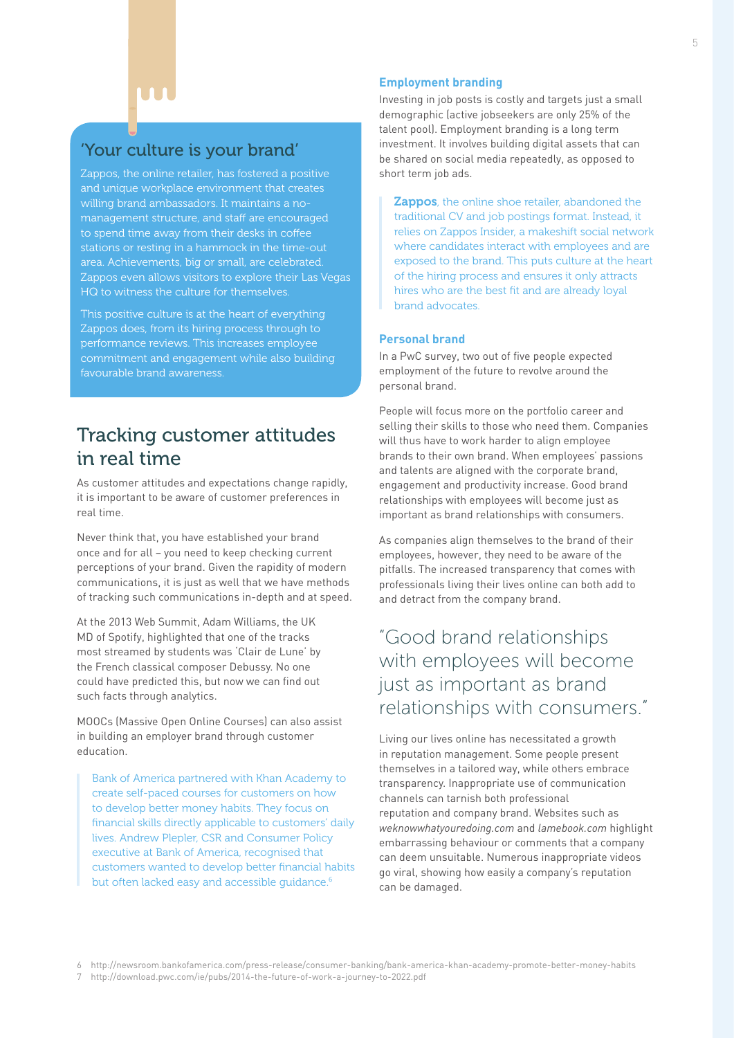## 'Your culture is your brand'

Zappos, the online retailer, has fostered a positive and unique workplace environment that creates willing brand ambassadors. It maintains a no-management structure, and staff are encouraged to spend time away from their desks in coffee stations or resting in a hammock in the time-out area. Achievements, big or small, are celebrated. Zappos even allows visitors to explore their Las Vegas HQ to witness the culture for themselves.

This positive culture is at the heart of everything Zappos does, from its hiring process through to performance reviews. This increases employee commitment and engagement while also building favourable brand awareness.

## Tracking customer attitudes in real time

As customer attitudes and expectations change rapidly, it is important to be aware of customer preferences in real time.

Never think that, you have established your brand once and for all – you need to keep checking current perceptions of your brand. Given the rapidity of modern communications, it is just as well that we have methods of tracking such communications in-depth and at speed.

At the 2013 Web Summit, Adam Williams, the UK MD of Spotify, highlighted that one of the tracks most streamed by students was 'Clair de Lune' by the French classical composer Debussy. No one could have predicted this, but now we can find out such facts through analytics.

MOOCs (Massive Open Online Courses) can also assist in building an employer brand through customer education.

> Bank of America partnered with Khan Academy to create self-paced courses for customers on how to develop better money habits. They focus on financial skills directly applicable to customers' daily lives. Andrew Plepler, CSR and Consumer Policy executive at Bank of America, recognised that customers wanted to develop better financial habits but often lacked easy and accessible guidance.[6]

### Employment branding

Investing in job posts is costly and targets just a small demographic (active jobseekers are only 25% of the talent pool). Employment branding is a long term investment. It involves building digital assets that can be shared on social media repeatedly, as opposed to short term job ads.

> **Zappos**, the online shoe retailer, abandoned the traditional CV and job postings format. Instead, it relies on Zappos Insider, a makeshift social network where candidates interact with employees and are exposed to the brand. This puts culture at the heart of the hiring process and ensures it only attracts hires who are the best fit and are already loyal brand advocates.

### Personal brand

In a PwC survey, two out of five people expected employment of the future to revolve around the personal brand.

People will focus more on the portfolio career and selling their skills to those who need them. Companies will thus have to work harder to align employee brands to their own brand. When employees' passions and talents are aligned with the corporate brand, engagement and productivity increase. Good brand relationships with employees will become just as important as brand relationships with consumers.

As companies align themselves to the brand of their employees, however, they need to be aware of the pitfalls. The increased transparency that comes with professionals living their lives online can both add to and detract from the company brand.

> "Good brand relationships with employees will become just as important as brand relationships with consumers."

Living our lives online has necessitated a growth in reputation management. Some people present themselves in a tailored way, while others embrace transparency. Inappropriate use of communication channels can tarnish both professional reputation and company brand. Websites such as *weknowwhatyouredoing.com* and *lamebook.com* highlight embarrassing behaviour or comments that a company can deem unsuitable. Numerous inappropriate videos go viral, showing how easily a company's reputation can be damaged.

6 http://newsroom.bankofamerica.com/press-release/consumer-banking/bank-america-khan-academy-promote-better-money-habits
7 http://download.pwc.com/ie/pubs/2014-the-future-of-work-a-journey-to-2022.pdf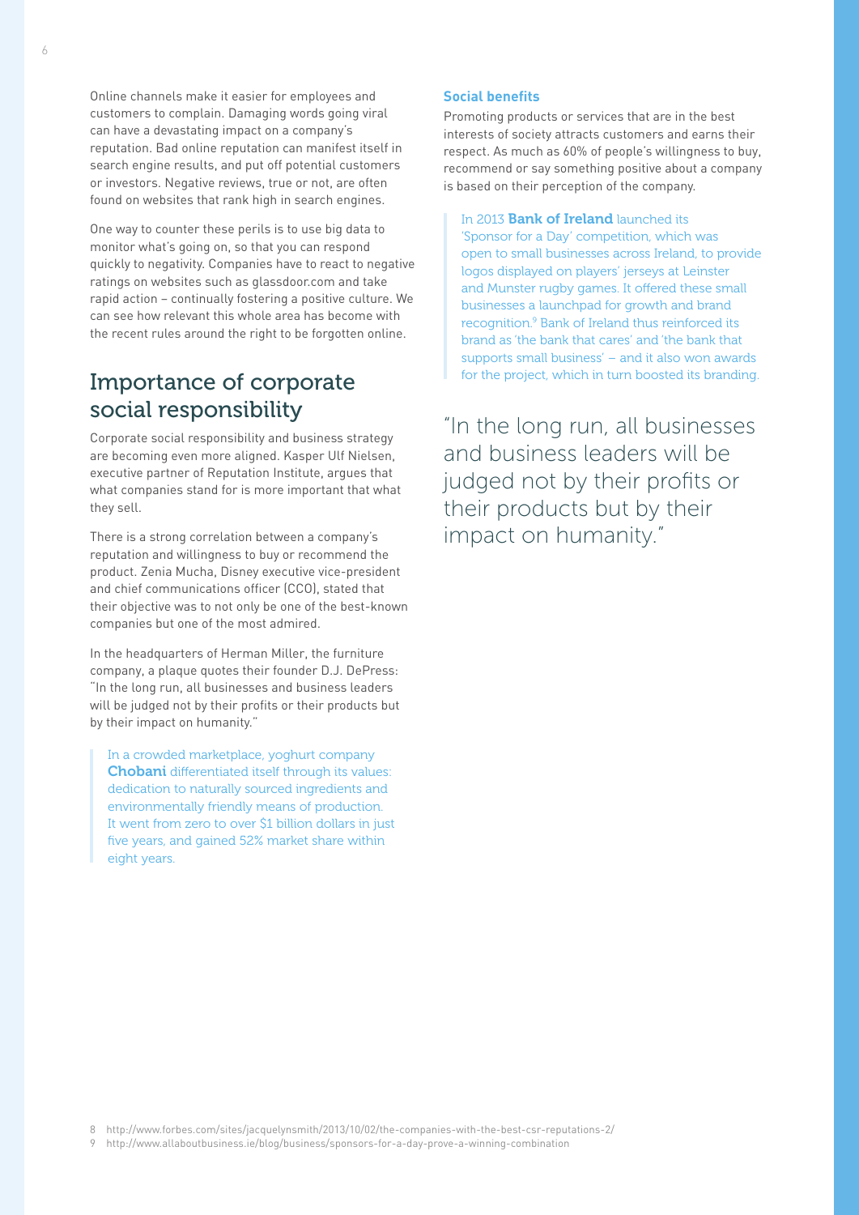Online channels make it easier for employees and customers to complain. Damaging words going viral can have a devastating impact on a company's reputation. Bad online reputation can manifest itself in search engine results, and put off potential customers or investors. Negative reviews, true or not, are often found on websites that rank high in search engines.

One way to counter these perils is to use big data to monitor what's going on, so that you can respond quickly to negativity. Companies have to react to negative ratings on websites such as glassdoor.com and take rapid action – continually fostering a positive culture. We can see how relevant this whole area has become with the recent rules around the right to be forgotten online.

## Importance of corporate social responsibility

Corporate social responsibility and business strategy are becoming even more aligned. Kasper Ulf Nielsen, executive partner of Reputation Institute, argues that what companies stand for is more important that what they sell.

There is a strong correlation between a company's reputation and willingness to buy or recommend the product. Zenia Mucha, Disney executive vice-president and chief communications officer (CCO), stated that their objective was to not only be one of the best-known companies but one of the most admired.

In the headquarters of Herman Miller, the furniture company, a plaque quotes their founder D.J. DePress: "In the long run, all businesses and business leaders will be judged not by their profits or their products but by their impact on humanity."

> In a crowded marketplace, yoghurt company **Chobani** differentiated itself through its values: dedication to naturally sourced ingredients and environmentally friendly means of production. It went from zero to over $1 billion dollars in just five years, and gained 52% market share within eight years.

### Social benefits

Promoting products or services that are in the best interests of society attracts customers and earns their respect. As much as 60% of people's willingness to buy, recommend or say something positive about a company is based on their perception of the company.

> In 2013 **Bank of Ireland** launched its 'Sponsor for a Day' competition, which was open to small businesses across Ireland, to provide logos displayed on players' jerseys at Leinster and Munster rugby games. It offered these small businesses a launchpad for growth and brand recognition.[9] Bank of Ireland thus reinforced its brand as 'the bank that cares' and 'the bank that supports small business' – and it also won awards for the project, which in turn boosted its branding.

"In the long run, all businesses and business leaders will be judged not by their profits or their products but by their impact on humanity."

8 http://www.forbes.com/sites/jacquelynsmith/2013/10/02/the-companies-with-the-best-csr-reputations-2/

9 http://www.allaboutbusiness.ie/blog/business/sponsors-for-a-day-prove-a-winning-combination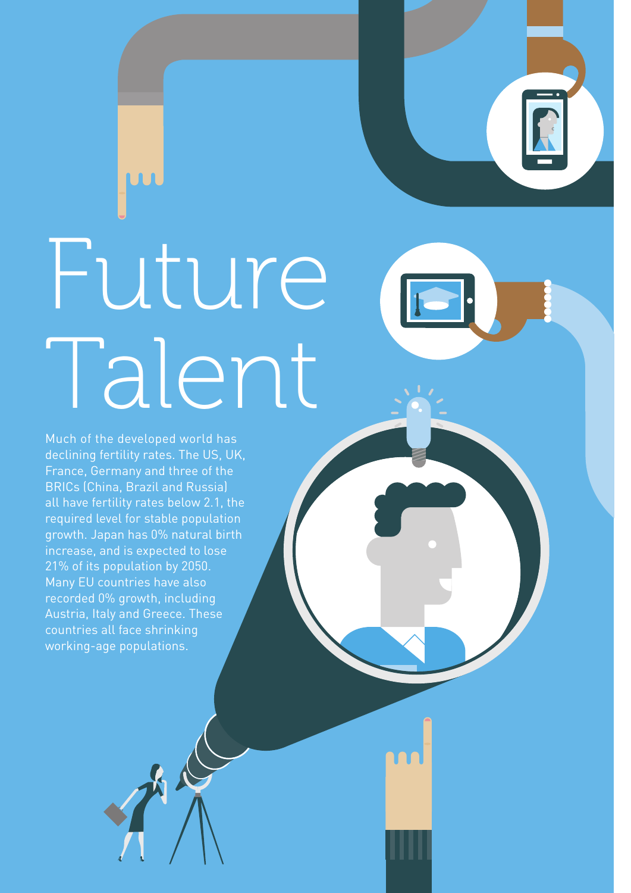# Future Talent

Much of the developed world has declining fertility rates. The US, UK, France, Germany and three of the BRICs (China, Brazil and Russia) all have fertility rates below 2.1, the required level for stable population growth. Japan has 0% natural birth increase, and is expected to lose 21% of its population by 2050. Many EU countries have also recorded 0% growth, including Austria, Italy and Greece. These countries all face shrinking working-age populations.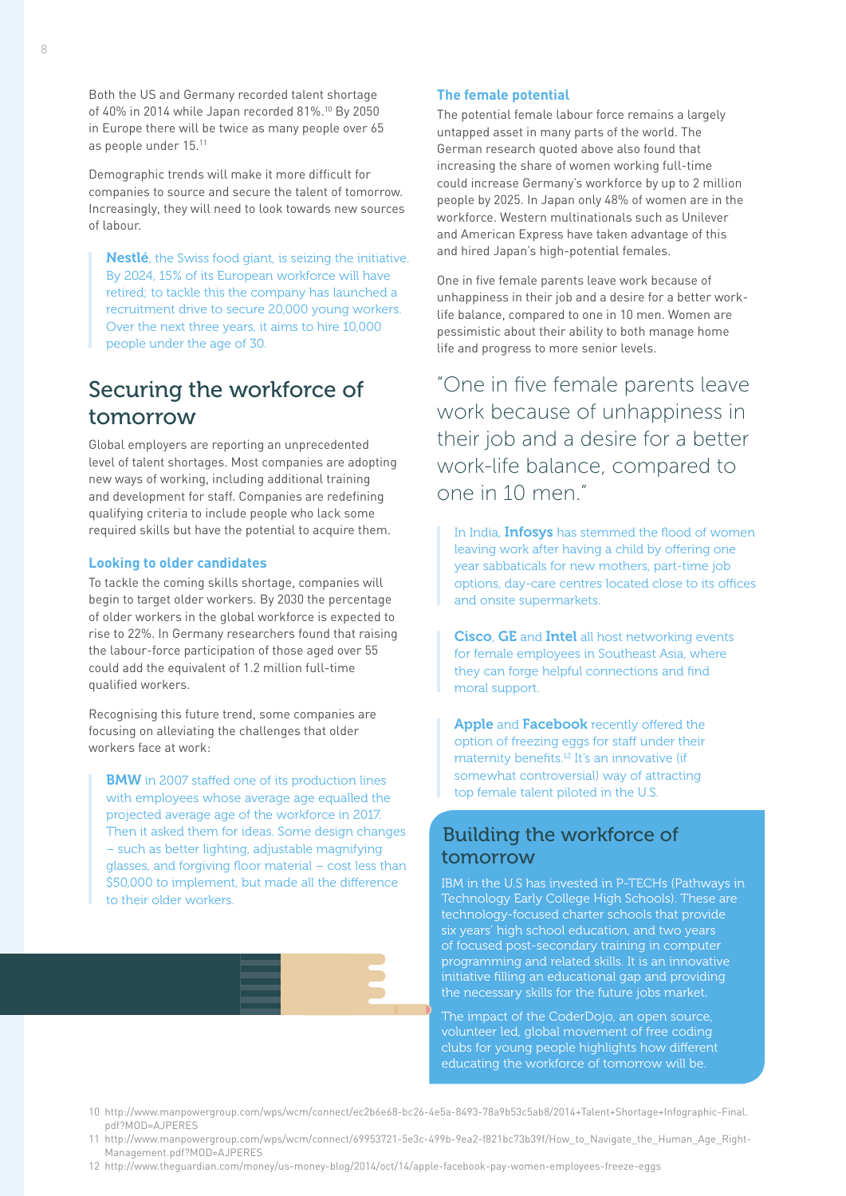Both the US and Germany recorded talent shortage of 40% in 2014 while Japan recorded 81%.[10] By 2050 in Europe there will be twice as many people over 65 as people under 15.[11]

Demographic trends will make it more difficult for companies to source and secure the talent of tomorrow. Increasingly, they will need to look towards new sources of labour.

> **Nestlé**, the Swiss food giant, is seizing the initiative. By 2024, 15% of its European workforce will have retired; to tackle this the company has launched a recruitment drive to secure 20,000 young workers. Over the next three years, it aims to hire 10,000 people under the age of 30.

## Securing the workforce of tomorrow

Global employers are reporting an unprecedented level of talent shortages. Most companies are adopting new ways of working, including additional training and development for staff. Companies are redefining qualifying criteria to include people who lack some required skills but have the potential to acquire them.

### Looking to older candidates

To tackle the coming skills shortage, companies will begin to target older workers. By 2030 the percentage of older workers in the global workforce is expected to rise to 22%. In Germany researchers found that raising the labour-force participation of those aged over 55 could add the equivalent of 1.2 million full-time qualified workers.

Recognising this future trend, some companies are focusing on alleviating the challenges that older workers face at work:

> **BMW** in 2007 staffed one of its production lines with employees whose average age equalled the projected average age of the workforce in 2017. Then it asked them for ideas. Some design changes – such as better lighting, adjustable magnifying glasses, and forgiving floor material – cost less than $50,000 to implement, but made all the difference to their older workers.

### The female potential

The potential female labour force remains a largely untapped asset in many parts of the world. The German research quoted above also found that increasing the share of women working full-time could increase Germany's workforce by up to 2 million people by 2025. In Japan only 48% of women are in the workforce. Western multinationals such as Unilever and American Express have taken advantage of this and hired Japan's high-potential females.

One in five female parents leave work because of unhappiness in their job and a desire for a better work-life balance, compared to one in 10 men. Women are pessimistic about their ability to both manage home life and progress to more senior levels.

> "One in five female parents leave work because of unhappiness in their job and a desire for a better work-life balance, compared to one in 10 men."

> In India, **Infosys** has stemmed the flood of women leaving work after having a child by offering one year sabbaticals for new mothers, part-time job options, day-care centres located close to its offices and onsite supermarkets.

> **Cisco**, **GE** and **Intel** all host networking events for female employees in Southeast Asia, where they can forge helpful connections and find moral support.

> **Apple** and **Facebook** recently offered the option of freezing eggs for staff under their maternity benefits.[12] It's an innovative (if somewhat controversial) way of attracting top female talent piloted in the U.S.

## Building the workforce of tomorrow

IBM in the U.S has invested in P-TECHs (Pathways in Technology Early College High Schools). These are technology-focused charter schools that provide six years' high school education, and two years of focused post-secondary training in computer programming and related skills. It is an innovative initiative filling an educational gap and providing the necessary skills for the future jobs market.

The impact of the CoderDojo, an open source, volunteer led, global movement of free coding clubs for young people highlights how different educating the workforce of tomorrow will be.

---

10 http://www.manpowergroup.com/wps/wcm/connect/ec2b6e68-bc26-4e5a-8493-78a9b53c5ab8/2014+Talent+Shortage+Infographic-Final.pdf?MOD=AJPERES

11 http://www.manpowergroup.com/wps/wcm/connect/69953721-5e3c-499b-9ea2-f821bc73b39f/How_to_Navigate_the_Human_Age_Right-Management.pdf?MOD=AJPERES

12 http://www.theguardian.com/money/us-money-blog/2014/oct/14/apple-facebook-pay-women-employees-freeze-eggs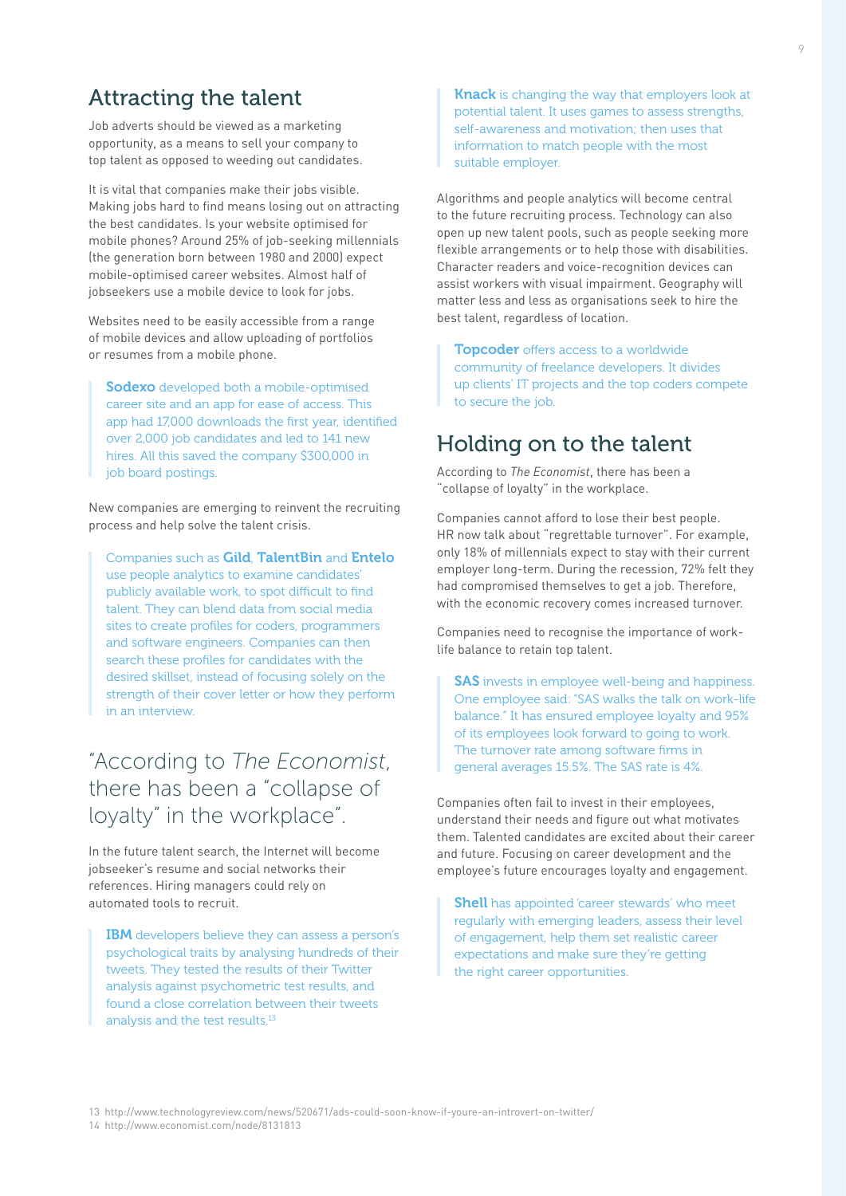## Attracting the talent

Job adverts should be viewed as a marketing opportunity, as a means to sell your company to top talent as opposed to weeding out candidates.

It is vital that companies make their jobs visible. Making jobs hard to find means losing out on attracting the best candidates. Is your website optimised for mobile phones? Around 25% of job-seeking millennials (the generation born between 1980 and 2000) expect mobile-optimised career websites. Almost half of jobseekers use a mobile device to look for jobs.

Websites need to be easily accessible from a range of mobile devices and allow uploading of portfolios or resumes from a mobile phone.

> **Sodexo** developed both a mobile-optimised career site and an app for ease of access. This app had 17,000 downloads the first year, identified over 2,000 job candidates and led to 141 new hires. All this saved the company $300,000 in job board postings.

New companies are emerging to reinvent the recruiting process and help solve the talent crisis.

> Companies such as **Gild**, **TalentBin** and **Entelo** use people analytics to examine candidates' publicly available work, to spot difficult to find talent. They can blend data from social media sites to create profiles for coders, programmers and software engineers. Companies can then search these profiles for candidates with the desired skillset, instead of focusing solely on the strength of their cover letter or how they perform in an interview.

"According to *The Economist*, there has been a "collapse of loyalty" in the workplace".

In the future talent search, the Internet will become jobseeker's resume and social networks their references. Hiring managers could rely on automated tools to recruit.

> **IBM** developers believe they can assess a person's psychological traits by analysing hundreds of their tweets. They tested the results of their Twitter analysis against psychometric test results, and found a close correlation between their tweets analysis and the test results.[13]

> **Knack** is changing the way that employers look at potential talent. It uses games to assess strengths, self-awareness and motivation; then uses that information to match people with the most suitable employer.

Algorithms and people analytics will become central to the future recruiting process. Technology can also open up new talent pools, such as people seeking more flexible arrangements or to help those with disabilities. Character readers and voice-recognition devices can assist workers with visual impairment. Geography will matter less and less as organisations seek to hire the best talent, regardless of location.

> **Topcoder** offers access to a worldwide community of freelance developers. It divides up clients' IT projects and the top coders compete to secure the job.

## Holding on to the talent

According to *The Economist*, there has been a "collapse of loyalty" in the workplace.

Companies cannot afford to lose their best people. HR now talk about "regrettable turnover". For example, only 18% of millennials expect to stay with their current employer long-term. During the recession, 72% felt they had compromised themselves to get a job. Therefore, with the economic recovery comes increased turnover.

Companies need to recognise the importance of work-life balance to retain top talent.

> **SAS** invests in employee well-being and happiness. One employee said: "SAS walks the talk on work-life balance." It has ensured employee loyalty and 95% of its employees look forward to going to work. The turnover rate among software firms in general averages 15.5%. The SAS rate is 4%.

Companies often fail to invest in their employees, understand their needs and figure out what motivates them. Talented candidates are excited about their career and future. Focusing on career development and the employee's future encourages loyalty and engagement.

> **Shell** has appointed 'career stewards' who meet regularly with emerging leaders, assess their level of engagement, help them set realistic career expectations and make sure they're getting the right career opportunities.

13 http://www.technologyreview.com/news/520671/ads-could-soon-know-if-youre-an-introvert-on-twitter/
14 http://www.economist.com/node/8131813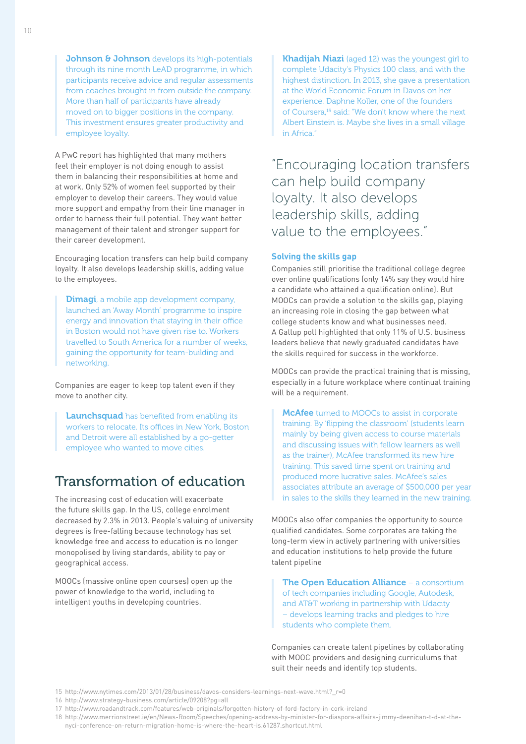**Johnson & Johnson** develops its high-potentials through its nine month LeAD programme, in which participants receive advice and regular assessments from coaches brought in from outside the company. More than half of participants have already moved on to bigger positions in the company. This investment ensures greater productivity and employee loyalty.

A PwC report has highlighted that many mothers feel their employer is not doing enough to assist them in balancing their responsibilities at home and at work. Only 52% of women feel supported by their employer to develop their careers. They would value more support and empathy from their line manager in order to harness their full potential. They want better management of their talent and stronger support for their career development.

Encouraging location transfers can help build company loyalty. It also develops leadership skills, adding value to the employees.

**Dimagi**, a mobile app development company, launched an 'Away Month' programme to inspire energy and innovation that staying in their office in Boston would not have given rise to. Workers travelled to South America for a number of weeks, gaining the opportunity for team-building and networking.

Companies are eager to keep top talent even if they move to another city.

**Launchsquad** has benefited from enabling its workers to relocate. Its offices in New York, Boston and Detroit were all established by a go-getter employee who wanted to move cities.

## Transformation of education

The increasing cost of education will exacerbate the future skills gap. In the US, college enrolment decreased by 2.3% in 2013. People's valuing of university degrees is free-falling because technology has set knowledge free and access to education is no longer monopolised by living standards, ability to pay or geographical access.

MOOCs (massive online open courses) open up the power of knowledge to the world, including to intelligent youths in developing countries.

**Khadijah Niazi** (aged 12) was the youngest girl to complete Udacity's Physics 100 class, and with the highest distinction. In 2013, she gave a presentation at the World Economic Forum in Davos on her experience. Daphne Koller, one of the founders of Coursera,[15] said: "We don't know where the next Albert Einstein is. Maybe she lives in a small village in Africa."

> "Encouraging location transfers can help build company loyalty. It also develops leadership skills, adding value to the employees."

### Solving the skills gap

Companies still prioritise the traditional college degree over online qualifications (only 14% say they would hire a candidate who attained a qualification online). But MOOCs can provide a solution to the skills gap, playing an increasing role in closing the gap between what college students know and what businesses need. A Gallup poll highlighted that only 11% of U.S. business leaders believe that newly graduated candidates have the skills required for success in the workforce.

MOOCs can provide the practical training that is missing, especially in a future workplace where continual training will be a requirement.

**McAfee** turned to MOOCs to assist in corporate training. By 'flipping the classroom' (students learn mainly by being given access to course materials and discussing issues with fellow learners as well as the trainer), McAfee transformed its new hire training. This saved time spent on training and produced more lucrative sales. McAfee's sales associates attribute an average of $500,000 per year in sales to the skills they learned in the new training.

MOOCs also offer companies the opportunity to source qualified candidates. Some corporates are taking the long-term view in actively partnering with universities and education institutions to help provide the future talent pipeline

**The Open Education Alliance** – a consortium of tech companies including Google, Autodesk, and AT&T working in partnership with Udacity – develops learning tracks and pledges to hire students who complete them.

Companies can create talent pipelines by collaborating with MOOC providers and designing curriculums that suit their needs and identify top students.

15 http://www.nytimes.com/2013/01/28/business/davos-considers-learnings-next-wave.html?_r=0
16 http://www.strategy-business.com/article/09208?pg=all
17 http://www.roadandtrack.com/features/web-originals/forgotten-history-of-ford-factory-in-cork-ireland
18 http://www.merrionstreet.ie/en/News-Room/Speeches/opening-address-by-minister-for-diaspora-affairs-jimmy-deenihan-t-d-at-the-nyci-conference-on-return-migration-home-is-where-the-heart-is.61287.shortcut.html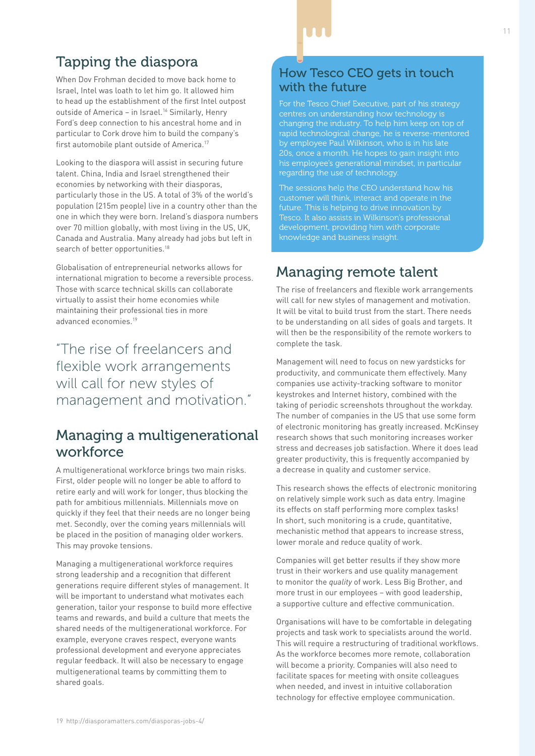## Tapping the diaspora

When Dov Frohman decided to move back home to Israel, Intel was loath to let him go. It allowed him to head up the establishment of the first Intel outpost outside of America – in Israel.[16] Similarly, Henry Ford's deep connection to his ancestral home and in particular to Cork drove him to build the company's first automobile plant outside of America.[17]

Looking to the diaspora will assist in securing future talent. China, India and Israel strengthened their economies by networking with their diasporas, particularly those in the US. A total of 3% of the world's population (215m people) live in a country other than the one in which they were born. Ireland's diaspora numbers over 70 million globally, with most living in the US, UK, Canada and Australia. Many already had jobs but left in search of better opportunities.[18]

Globalisation of entrepreneurial networks allows for international migration to become a reversible process. Those with scarce technical skills can collaborate virtually to assist their home economies while maintaining their professional ties in more advanced economies.[19]

> "The rise of freelancers and flexible work arrangements will call for new styles of management and motivation."

## Managing a multigenerational workforce

A multigenerational workforce brings two main risks. First, older people will no longer be able to afford to retire early and will work for longer, thus blocking the path for ambitious millennials. Millennials move on quickly if they feel that their needs are no longer being met. Secondly, over the coming years millennials will be placed in the position of managing older workers. This may provoke tensions.

Managing a multigenerational workforce requires strong leadership and a recognition that different generations require different styles of management. It will be important to understand what motivates each generation, tailor your response to build more effective teams and rewards, and build a culture that meets the shared needs of the multigenerational workforce. For example, everyone craves respect, everyone wants professional development and everyone appreciates regular feedback. It will also be necessary to engage multigenerational teams by committing them to shared goals.

### How Tesco CEO gets in touch with the future

For the Tesco Chief Executive, part of his strategy centres on understanding how technology is changing the industry. To help him keep on top of rapid technological change, he is reverse-mentored by employee Paul Wilkinson, who is in his late 20s, once a month. He hopes to gain insight into his employee's generational mindset, in particular regarding the use of technology.

The sessions help the CEO understand how his customer will think, interact and operate in the future. This is helping to drive innovation by Tesco. It also assists in Wilkinson's professional development, providing him with corporate knowledge and business insight.

## Managing remote talent

The rise of freelancers and flexible work arrangements will call for new styles of management and motivation. It will be vital to build trust from the start. There needs to be understanding on all sides of goals and targets. It will then be the responsibility of the remote workers to complete the task.

Management will need to focus on new yardsticks for productivity, and communicate them effectively. Many companies use activity-tracking software to monitor keystrokes and Internet history, combined with the taking of periodic screenshots throughout the workday. The number of companies in the US that use some form of electronic monitoring has greatly increased. McKinsey research shows that such monitoring increases worker stress and decreases job satisfaction. Where it does lead greater productivity, this is frequently accompanied by a decrease in quality and customer service.

This research shows the effects of electronic monitoring on relatively simple work such as data entry. Imagine its effects on staff performing more complex tasks! In short, such monitoring is a crude, quantitative, mechanistic method that appears to increase stress, lower morale and reduce quality of work.

Companies will get better results if they show more trust in their workers and use quality management to monitor the *quality* of work. Less Big Brother, and more trust in our employees – with good leadership, a supportive culture and effective communication.

Organisations will have to be comfortable in delegating projects and task work to specialists around the world. This will require a restructuring of traditional workflows. As the workforce becomes more remote, collaboration will become a priority. Companies will also need to facilitate spaces for meeting with onsite colleagues when needed, and invest in intuitive collaboration technology for effective employee communication.

19 http://diasporamatters.com/diasporas-jobs-4/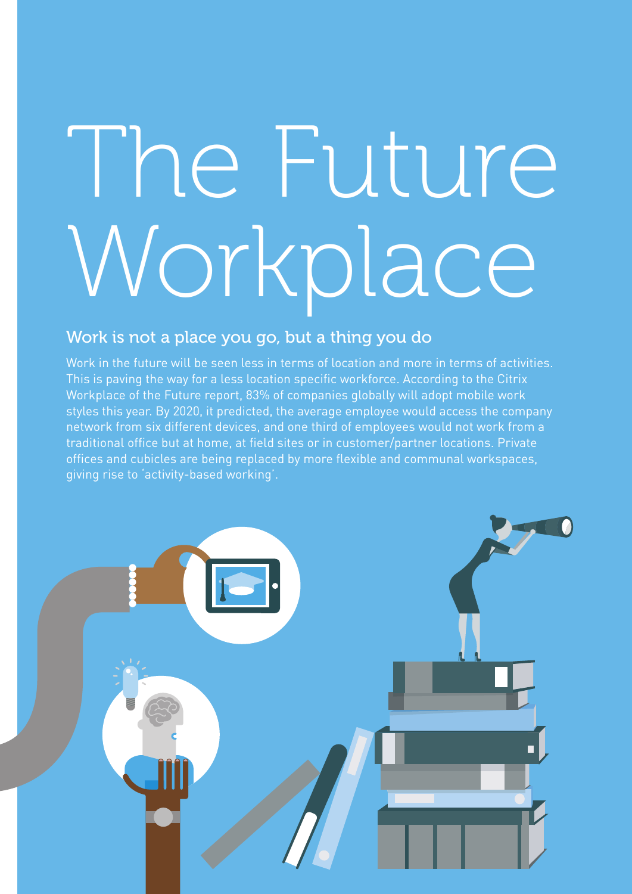# The Future Workplace

## Work is not a place you go, but a thing you do

Work in the future will be seen less in terms of location and more in terms of activities. This is paving the way for a less location specific workforce. According to the Citrix Workplace of the Future report, 83% of companies globally will adopt mobile work styles this year. By 2020, it predicted, the average employee would access the company network from six different devices, and one third of employees would not work from a traditional office but at home, at field sites or in customer/partner locations. Private offices and cubicles are being replaced by more flexible and communal workspaces, giving rise to 'activity-based working'.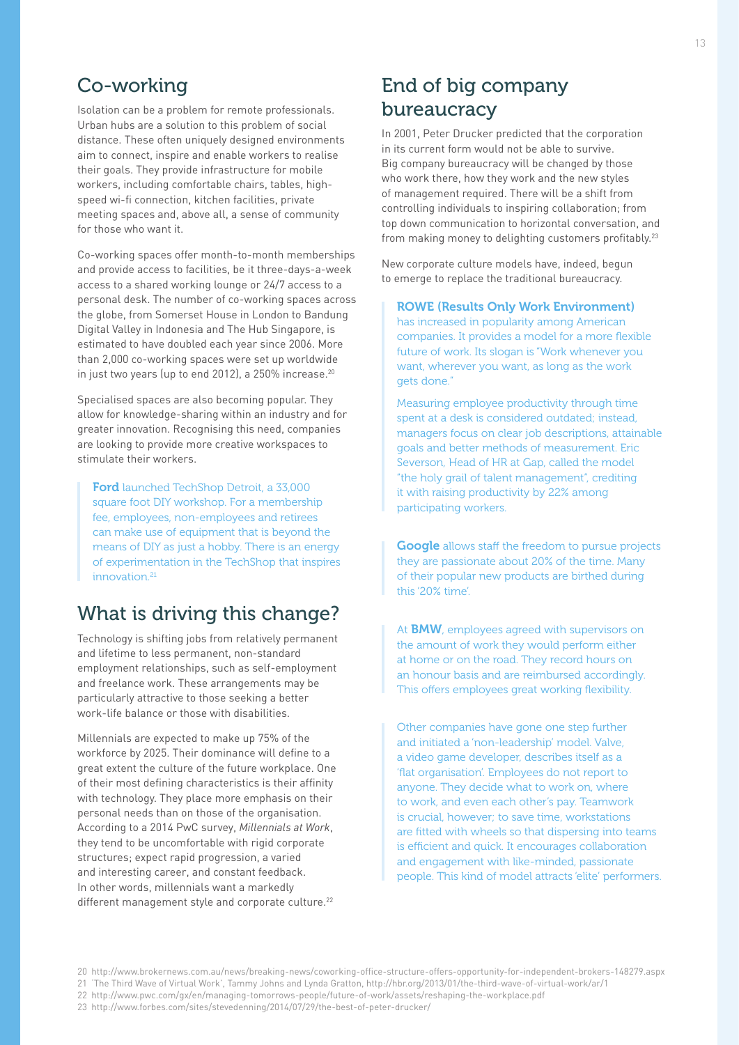## Co-working

Isolation can be a problem for remote professionals. Urban hubs are a solution to this problem of social distance. These often uniquely designed environments aim to connect, inspire and enable workers to realise their goals. They provide infrastructure for mobile workers, including comfortable chairs, tables, high-speed wi-fi connection, kitchen facilities, private meeting spaces and, above all, a sense of community for those who want it.

Co-working spaces offer month-to-month memberships and provide access to facilities, be it three-days-a-week access to a shared working lounge or 24/7 access to a personal desk. The number of co-working spaces across the globe, from Somerset House in London to Bandung Digital Valley in Indonesia and The Hub Singapore, is estimated to have doubled each year since 2006. More than 2,000 co-working spaces were set up worldwide in just two years (up to end 2012), a 250% increase.[20]

Specialised spaces are also becoming popular. They allow for knowledge-sharing within an industry and for greater innovation. Recognising this need, companies are looking to provide more creative workspaces to stimulate their workers.

> **Ford** launched TechShop Detroit, a 33,000 square foot DIY workshop. For a membership fee, employees, non-employees and retirees can make use of equipment that is beyond the means of DIY as just a hobby. There is an energy of experimentation in the TechShop that inspires innovation.[21]

## What is driving this change?

Technology is shifting jobs from relatively permanent and lifetime to less permanent, non-standard employment relationships, such as self-employment and freelance work. These arrangements may be particularly attractive to those seeking a better work-life balance or those with disabilities.

Millennials are expected to make up 75% of the workforce by 2025. Their dominance will define to a great extent the culture of the future workplace. One of their most defining characteristics is their affinity with technology. They place more emphasis on their personal needs than on those of the organisation. According to a 2014 PwC survey, *Millennials at Work*, they tend to be uncomfortable with rigid corporate structures; expect rapid progression, a varied and interesting career, and constant feedback. In other words, millennials want a markedly different management style and corporate culture.[22]

## End of big company bureaucracy

In 2001, Peter Drucker predicted that the corporation in its current form would not be able to survive. Big company bureaucracy will be changed by those who work there, how they work and the new styles of management required. There will be a shift from controlling individuals to inspiring collaboration; from top down communication to horizontal conversation, and from making money to delighting customers profitably.[23]

New corporate culture models have, indeed, begun to emerge to replace the traditional bureaucracy.

> **ROWE (Results Only Work Environment)** has increased in popularity among American companies. It provides a model for a more flexible future of work. Its slogan is "Work whenever you want, wherever you want, as long as the work gets done."
>
> Measuring employee productivity through time spent at a desk is considered outdated; instead, managers focus on clear job descriptions, attainable goals and better methods of measurement. Eric Severson, Head of HR at Gap, called the model "the holy grail of talent management", crediting it with raising productivity by 22% among participating workers.

> **Google** allows staff the freedom to pursue projects they are passionate about 20% of the time. Many of their popular new products are birthed during this '20% time'.

> At **BMW**, employees agreed with supervisors on the amount of work they would perform either at home or on the road. They record hours on an honour basis and are reimbursed accordingly. This offers employees great working flexibility.

> Other companies have gone one step further and initiated a 'non-leadership' model. Valve, a video game developer, describes itself as a 'flat organisation'. Employees do not report to anyone. They decide what to work on, where to work, and even each other's pay. Teamwork is crucial, however; to save time, workstations are fitted with wheels so that dispersing into teams is efficient and quick. It encourages collaboration and engagement with like-minded, passionate people. This kind of model attracts 'elite' performers.

20 http://www.brokernews.com.au/news/breaking-news/coworking-office-structure-offers-opportunity-for-independent-brokers-148279.aspx
21 'The Third Wave of Virtual Work', Tammy Johns and Lynda Gratton, http://hbr.org/2013/01/the-third-wave-of-virtual-work/ar/1
22 http://www.pwc.com/gx/en/managing-tomorrows-people/future-of-work/assets/reshaping-the-workplace.pdf
23 http://www.forbes.com/sites/stevedenning/2014/07/29/the-best-of-peter-drucker/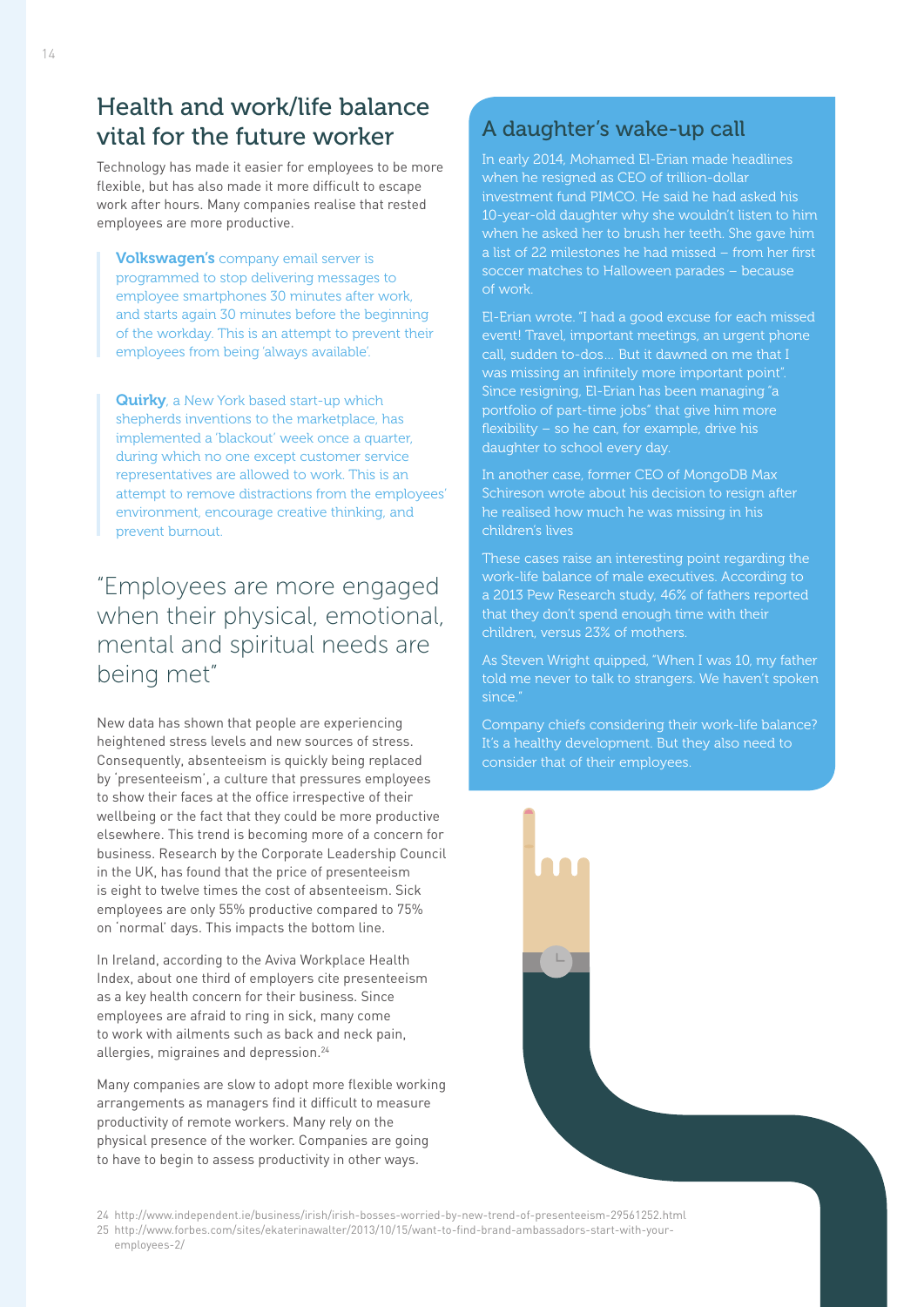## Health and work/life balance vital for the future worker

Technology has made it easier for employees to be more flexible, but has also made it more difficult to escape work after hours. Many companies realise that rested employees are more productive.

> **Volkswagen's** company email server is programmed to stop delivering messages to employee smartphones 30 minutes after work, and starts again 30 minutes before the beginning of the workday. This is an attempt to prevent their employees from being 'always available'.

> **Quirky**, a New York based start-up which shepherds inventions to the marketplace, has implemented a 'blackout' week once a quarter, during which no one except customer service representatives are allowed to work. This is an attempt to remove distractions from the employees' environment, encourage creative thinking, and prevent burnout.

### "Employees are more engaged when their physical, emotional, mental and spiritual needs are being met"

New data has shown that people are experiencing heightened stress levels and new sources of stress. Consequently, absenteeism is quickly being replaced by 'presenteeism', a culture that pressures employees to show their faces at the office irrespective of their wellbeing or the fact that they could be more productive elsewhere. This trend is becoming more of a concern for business. Research by the Corporate Leadership Council in the UK, has found that the price of presenteeism is eight to twelve times the cost of absenteeism. Sick employees are only 55% productive compared to 75% on 'normal' days. This impacts the bottom line.

In Ireland, according to the Aviva Workplace Health Index, about one third of employers cite presenteeism as a key health concern for their business. Since employees are afraid to ring in sick, many come to work with ailments such as back and neck pain, allergies, migraines and depression.[24]

Many companies are slow to adopt more flexible working arrangements as managers find it difficult to measure productivity of remote workers. Many rely on the physical presence of the worker. Companies are going to have to begin to assess productivity in other ways.

## A daughter's wake-up call

In early 2014, Mohamed El-Erian made headlines when he resigned as CEO of trillion-dollar investment fund PIMCO. He said he had asked his 10-year-old daughter why she wouldn't listen to him when he asked her to brush her teeth. She gave him a list of 22 milestones he had missed – from her first soccer matches to Halloween parades – because of work.

El-Erian wrote. "I had a good excuse for each missed event! Travel, important meetings, an urgent phone call, sudden to-dos… But it dawned on me that I was missing an infinitely more important point". Since resigning, El-Erian has been managing "a portfolio of part-time jobs" that give him more flexibility – so he can, for example, drive his daughter to school every day.

In another case, former CEO of MongoDB Max Schireson wrote about his decision to resign after he realised how much he was missing in his children's lives

These cases raise an interesting point regarding the work-life balance of male executives. According to a 2013 Pew Research study, 46% of fathers reported that they don't spend enough time with their children, versus 23% of mothers.

As Steven Wright quipped, "When I was 10, my father told me never to talk to strangers. We haven't spoken since."

Company chiefs considering their work-life balance? It's a healthy development. But they also need to consider that of their employees.

---

24 http://www.independent.ie/business/irish/irish-bosses-worried-by-new-trend-of-presenteeism-29561252.html

25 http://www.forbes.com/sites/ekaterinawalter/2013/10/15/want-to-find-brand-ambassadors-start-with-your-employees-2/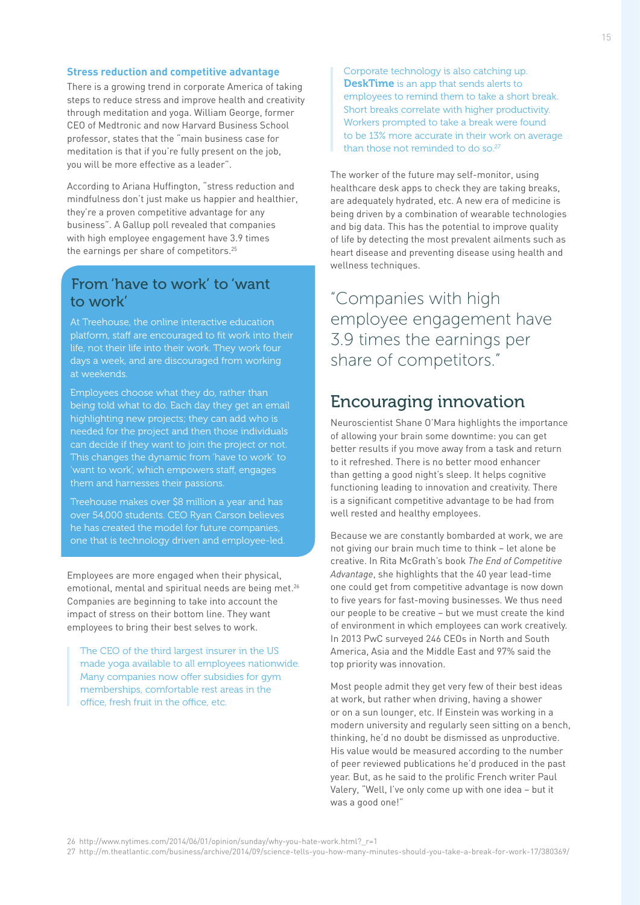### Stress reduction and competitive advantage

There is a growing trend in corporate America of taking steps to reduce stress and improve health and creativity through meditation and yoga. William George, former CEO of Medtronic and now Harvard Business School professor, states that the "main business case for meditation is that if you're fully present on the job, you will be more effective as a leader".

According to Ariana Huffington, "stress reduction and mindfulness don't just make us happier and healthier, they're a proven competitive advantage for any business". A Gallup poll revealed that companies with high employee engagement have 3.9 times the earnings per share of competitors.[25]

## From 'have to work' to 'want to work'

At Treehouse, the online interactive education platform, staff are encouraged to fit work into their life, not their life into their work. They work four days a week, and are discouraged from working at weekends.

Employees choose what they do, rather than being told what to do. Each day they get an email highlighting new projects; they can add who is needed for the project and then those individuals can decide if they want to join the project or not. This changes the dynamic from 'have to work' to 'want to work', which empowers staff, engages them and harnesses their passions.

Treehouse makes over $8 million a year and has over 54,000 students. CEO Ryan Carson believes he has created the model for future companies, one that is technology driven and employee-led.

Employees are more engaged when their physical, emotional, mental and spiritual needs are being met.[26] Companies are beginning to take into account the impact of stress on their bottom line. They want employees to bring their best selves to work.

> The CEO of the third largest insurer in the US made yoga available to all employees nationwide. Many companies now offer subsidies for gym memberships, comfortable rest areas in the office, fresh fruit in the office, etc.

> Corporate technology is also catching up. **DeskTime** is an app that sends alerts to employees to remind them to take a short break. Short breaks correlate with higher productivity. Workers prompted to take a break were found to be 13% more accurate in their work on average than those not reminded to do so.[27]

The worker of the future may self-monitor, using healthcare desk apps to check they are taking breaks, are adequately hydrated, etc. A new era of medicine is being driven by a combination of wearable technologies and big data. This has the potential to improve quality of life by detecting the most prevalent ailments such as heart disease and preventing disease using health and wellness techniques.

> "Companies with high employee engagement have 3.9 times the earnings per share of competitors."

## Encouraging innovation

Neuroscientist Shane O'Mara highlights the importance of allowing your brain some downtime: you can get better results if you move away from a task and return to it refreshed. There is no better mood enhancer than getting a good night's sleep. It helps cognitive functioning leading to innovation and creativity. There is a significant competitive advantage to be had from well rested and healthy employees.

Because we are constantly bombarded at work, we are not giving our brain much time to think – let alone be creative. In Rita McGrath's book *The End of Competitive Advantage*, she highlights that the 40 year lead-time one could get from competitive advantage is now down to five years for fast-moving businesses. We thus need our people to be creative – but we must create the kind of environment in which employees can work creatively. In 2013 PwC surveyed 246 CEOs in North and South America, Asia and the Middle East and 97% said the top priority was innovation.

Most people admit they get very few of their best ideas at work, but rather when driving, having a shower or on a sun lounger, etc. If Einstein was working in a modern university and regularly seen sitting on a bench, thinking, he'd no doubt be dismissed as unproductive. His value would be measured according to the number of peer reviewed publications he'd produced in the past year. But, as he said to the prolific French writer Paul Valery, "Well, I've only come up with one idea – but it was a good one!"

26 http://www.nytimes.com/2014/06/01/opinion/sunday/why-you-hate-work.html?_r=1
27 http://m.theatlantic.com/business/archive/2014/09/science-tells-you-how-many-minutes-should-you-take-a-break-for-work-17/380369/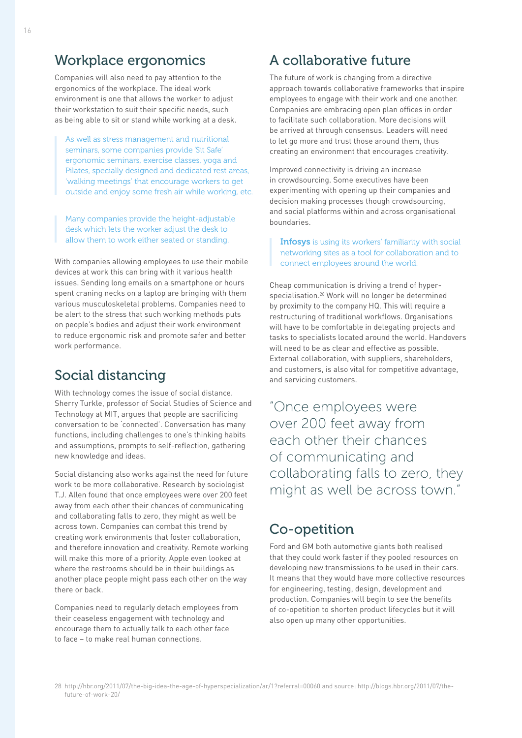## Workplace ergonomics

Companies will also need to pay attention to the ergonomics of the workplace. The ideal work environment is one that allows the worker to adjust their workstation to suit their specific needs, such as being able to sit or stand while working at a desk.

> As well as stress management and nutritional seminars, some companies provide 'Sit Safe' ergonomic seminars, exercise classes, yoga and Pilates, specially designed and dedicated rest areas, 'walking meetings' that encourage workers to get outside and enjoy some fresh air while working, etc.

> Many companies provide the height-adjustable desk which lets the worker adjust the desk to allow them to work either seated or standing.

With companies allowing employees to use their mobile devices at work this can bring with it various health issues. Sending long emails on a smartphone or hours spent craning necks on a laptop are bringing with them various musculoskeletal problems. Companies need to be alert to the stress that such working methods puts on people's bodies and adjust their work environment to reduce ergonomic risk and promote safer and better work performance.

## Social distancing

With technology comes the issue of social distance. Sherry Turkle, professor of Social Studies of Science and Technology at MIT, argues that people are sacrificing conversation to be 'connected'. Conversation has many functions, including challenges to one's thinking habits and assumptions, prompts to self-reflection, gathering new knowledge and ideas.

Social distancing also works against the need for future work to be more collaborative. Research by sociologist T.J. Allen found that once employees were over 200 feet away from each other their chances of communicating and collaborating falls to zero, they might as well be across town. Companies can combat this trend by creating work environments that foster collaboration, and therefore innovation and creativity. Remote working will make this more of a priority. Apple even looked at where the restrooms should be in their buildings as another place people might pass each other on the way there or back.

Companies need to regularly detach employees from their ceaseless engagement with technology and encourage them to actually talk to each other face to face – to make real human connections.

## A collaborative future

The future of work is changing from a directive approach towards collaborative frameworks that inspire employees to engage with their work and one another. Companies are embracing open plan offices in order to facilitate such collaboration. More decisions will be arrived at through consensus. Leaders will need to let go more and trust those around them, thus creating an environment that encourages creativity.

Improved connectivity is driving an increase in crowdsourcing. Some executives have been experimenting with opening up their companies and decision making processes though crowdsourcing, and social platforms within and across organisational boundaries.

> **Infosys** is using its workers' familiarity with social networking sites as a tool for collaboration and to connect employees around the world.

Cheap communication is driving a trend of hyper-specialisation.[28] Work will no longer be determined by proximity to the company HQ. This will require a restructuring of traditional workflows. Organisations will have to be comfortable in delegating projects and tasks to specialists located around the world. Handovers will need to be as clear and effective as possible. External collaboration, with suppliers, shareholders, and customers, is also vital for competitive advantage, and servicing customers.

> "Once employees were over 200 feet away from each other their chances of communicating and collaborating falls to zero, they might as well be across town."

## Co-opetition

Ford and GM both automotive giants both realised that they could work faster if they pooled resources on developing new transmissions to be used in their cars. It means that they would have more collective resources for engineering, testing, design, development and production. Companies will begin to see the benefits of co-opetition to shorten product lifecycles but it will also open up many other opportunities.

28 http://hbr.org/2011/07/the-big-idea-the-age-of-hyperspecialization/ar/1?referral=00060 and source: http://blogs.hbr.org/2011/07/the-future-of-work-20/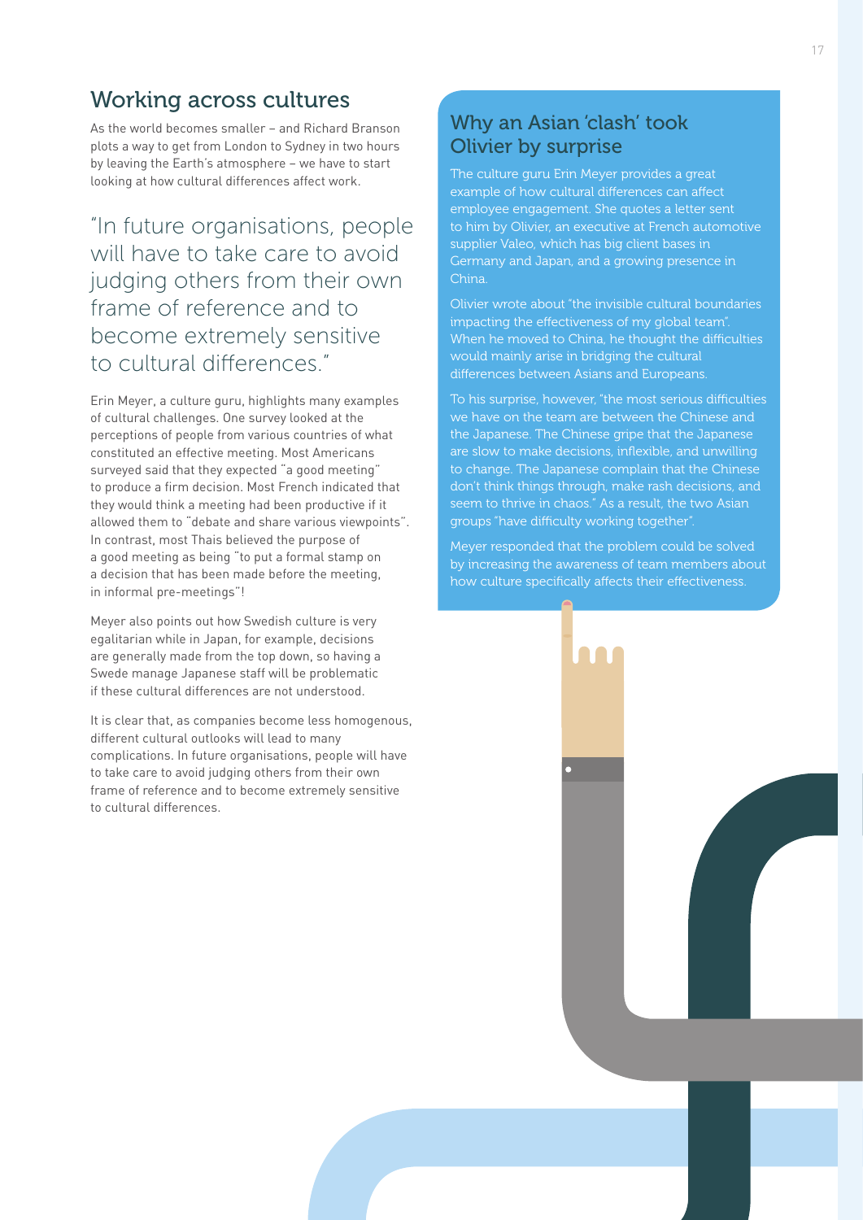## Working across cultures

As the world becomes smaller – and Richard Branson plots a way to get from London to Sydney in two hours by leaving the Earth's atmosphere – we have to start looking at how cultural differences affect work.

> "In future organisations, people will have to take care to avoid judging others from their own frame of reference and to become extremely sensitive to cultural differences."

Erin Meyer, a culture guru, highlights many examples of cultural challenges. One survey looked at the perceptions of people from various countries of what constituted an effective meeting. Most Americans surveyed said that they expected "a good meeting" to produce a firm decision. Most French indicated that they would think a meeting had been productive if it allowed them to "debate and share various viewpoints". In contrast, most Thais believed the purpose of a good meeting as being "to put a formal stamp on a decision that has been made before the meeting, in informal pre-meetings"!

Meyer also points out how Swedish culture is very egalitarian while in Japan, for example, decisions are generally made from the top down, so having a Swede manage Japanese staff will be problematic if these cultural differences are not understood.

It is clear that, as companies become less homogenous, different cultural outlooks will lead to many complications. In future organisations, people will have to take care to avoid judging others from their own frame of reference and to become extremely sensitive to cultural differences.

### Why an Asian 'clash' took Olivier by surprise

The culture guru Erin Meyer provides a great example of how cultural differences can affect employee engagement. She quotes a letter sent to him by Olivier, an executive at French automotive supplier Valeo, which has big client bases in Germany and Japan, and a growing presence in China.

Olivier wrote about "the invisible cultural boundaries impacting the effectiveness of my global team". When he moved to China, he thought the difficulties would mainly arise in bridging the cultural differences between Asians and Europeans.

To his surprise, however, "the most serious difficulties we have on the team are between the Chinese and the Japanese. The Chinese gripe that the Japanese are slow to make decisions, inflexible, and unwilling to change. The Japanese complain that the Chinese don't think things through, make rash decisions, and seem to thrive in chaos." As a result, the two Asian groups "have difficulty working together".

Meyer responded that the problem could be solved by increasing the awareness of team members about how culture specifically affects their effectiveness.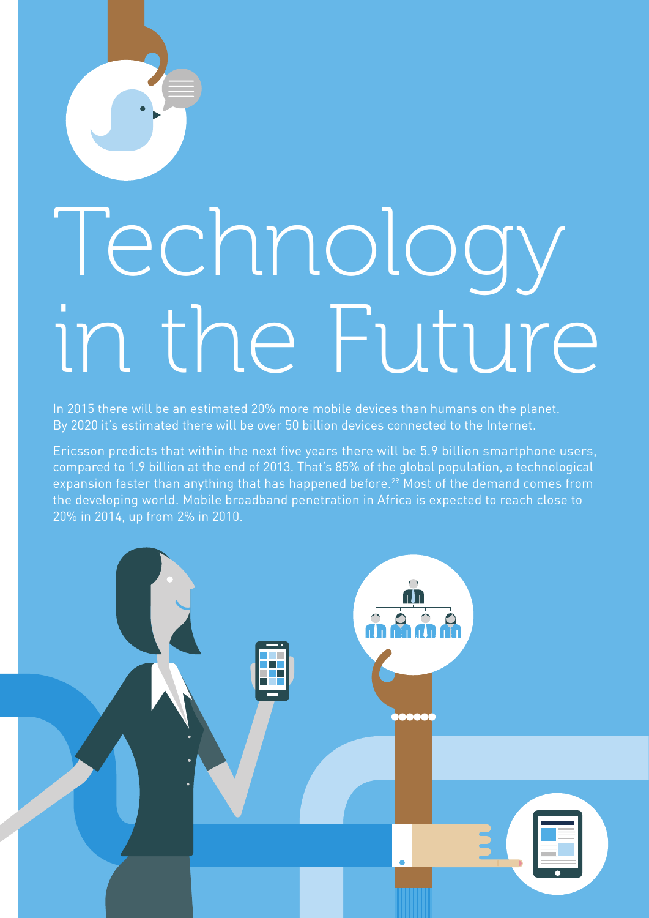# Technology in the Future

In 2015 there will be an estimated 20% more mobile devices than humans on the planet. By 2020 it's estimated there will be over 50 billion devices connected to the Internet.

Ericsson predicts that within the next five years there will be 5.9 billion smartphone users, compared to 1.9 billion at the end of 2013. That's 85% of the global population, a technological expansion faster than anything that has happened before.[29] Most of the demand comes from the developing world. Mobile broadband penetration in Africa is expected to reach close to 20% in 2014, up from 2% in 2010.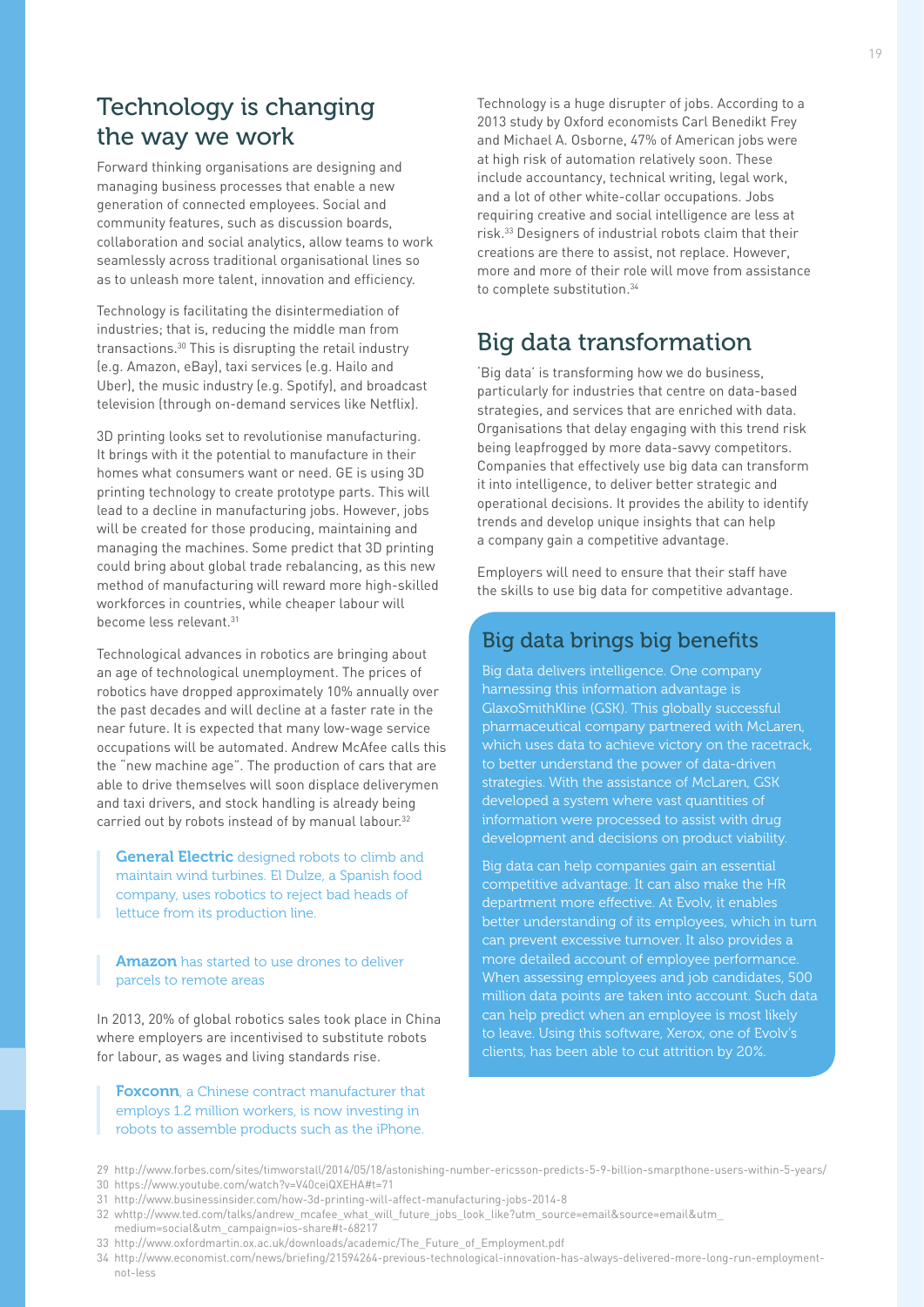## Technology is changing the way we work

Forward thinking organisations are designing and managing business processes that enable a new generation of connected employees. Social and community features, such as discussion boards, collaboration and social analytics, allow teams to work seamlessly across traditional organisational lines so as to unleash more talent, innovation and efficiency.

Technology is facilitating the disintermediation of industries; that is, reducing the middle man from transactions.[30] This is disrupting the retail industry (e.g. Amazon, eBay), taxi services (e.g. Hailo and Uber), the music industry (e.g. Spotify), and broadcast television (through on-demand services like Netflix).

3D printing looks set to revolutionise manufacturing. It brings with it the potential to manufacture in their homes what consumers want or need. GE is using 3D printing technology to create prototype parts. This will lead to a decline in manufacturing jobs. However, jobs will be created for those producing, maintaining and managing the machines. Some predict that 3D printing could bring about global trade rebalancing, as this new method of manufacturing will reward more high-skilled workforces in countries, while cheaper labour will become less relevant.[31]

Technological advances in robotics are bringing about an age of technological unemployment. The prices of robotics have dropped approximately 10% annually over the past decades and will decline at a faster rate in the near future. It is expected that many low-wage service occupations will be automated. Andrew McAfee calls this the "new machine age". The production of cars that are able to drive themselves will soon displace deliverymen and taxi drivers, and stock handling is already being carried out by robots instead of by manual labour.[32]

> **General Electric** designed robots to climb and maintain wind turbines. El Dulze, a Spanish food company, uses robotics to reject bad heads of lettuce from its production line.

> **Amazon** has started to use drones to deliver parcels to remote areas

In 2013, 20% of global robotics sales took place in China where employers are incentivised to substitute robots for labour, as wages and living standards rise.

> **Foxconn**, a Chinese contract manufacturer that employs 1.2 million workers, is now investing in robots to assemble products such as the iPhone.

Technology is a huge disrupter of jobs. According to a 2013 study by Oxford economists Carl Benedikt Frey and Michael A. Osborne, 47% of American jobs were at high risk of automation relatively soon. These include accountancy, technical writing, legal work, and a lot of other white-collar occupations. Jobs requiring creative and social intelligence are less at risk.[33] Designers of industrial robots claim that their creations are there to assist, not replace. However, more and more of their role will move from assistance to complete substitution.[34]

## Big data transformation

'Big data' is transforming how we do business, particularly for industries that centre on data-based strategies, and services that are enriched with data. Organisations that delay engaging with this trend risk being leapfrogged by more data-savvy competitors. Companies that effectively use big data can transform it into intelligence, to deliver better strategic and operational decisions. It provides the ability to identify trends and develop unique insights that can help a company gain a competitive advantage.

Employers will need to ensure that their staff have the skills to use big data for competitive advantage.

### Big data brings big benefits

Big data delivers intelligence. One company harnessing this information advantage is GlaxoSmithKline (GSK). This globally successful pharmaceutical company partnered with McLaren, which uses data to achieve victory on the racetrack, to better understand the power of data-driven strategies. With the assistance of McLaren, GSK developed a system where vast quantities of information were processed to assist with drug development and decisions on product viability.

Big data can help companies gain an essential competitive advantage. It can also make the HR department more effective. At Evolv, it enables better understanding of its employees, which in turn can prevent excessive turnover. It also provides a more detailed account of employee performance. When assessing employees and job candidates, 500 million data points are taken into account. Such data can help predict when an employee is most likely to leave. Using this software, Xerox, one of Evolv's clients, has been able to cut attrition by 20%.

---

29 http://www.forbes.com/sites/timworstall/2014/05/18/astonishing-number-ericsson-predicts-5-9-billion-smarthpone-users-within-5-years/

30 https://www.youtube.com/watch?v=V40ceiQXEHA#t=71

31 http://www.businessinsider.com/how-3d-printing-will-affect-manufacturing-jobs-2014-8

32 whttp://www.ted.com/talks/andrew_mcafee_what_will_future_jobs_look_like?utm_source=email&source=email&utm_medium=social&utm_campaign=ios-share#t-68217

33 http://www.oxfordmartin.ox.ac.uk/downloads/academic/The_Future_of_Employment.pdf

34 http://www.economist.com/news/briefing/21594264-previous-technological-innovation-has-always-delivered-more-long-run-employment-not-less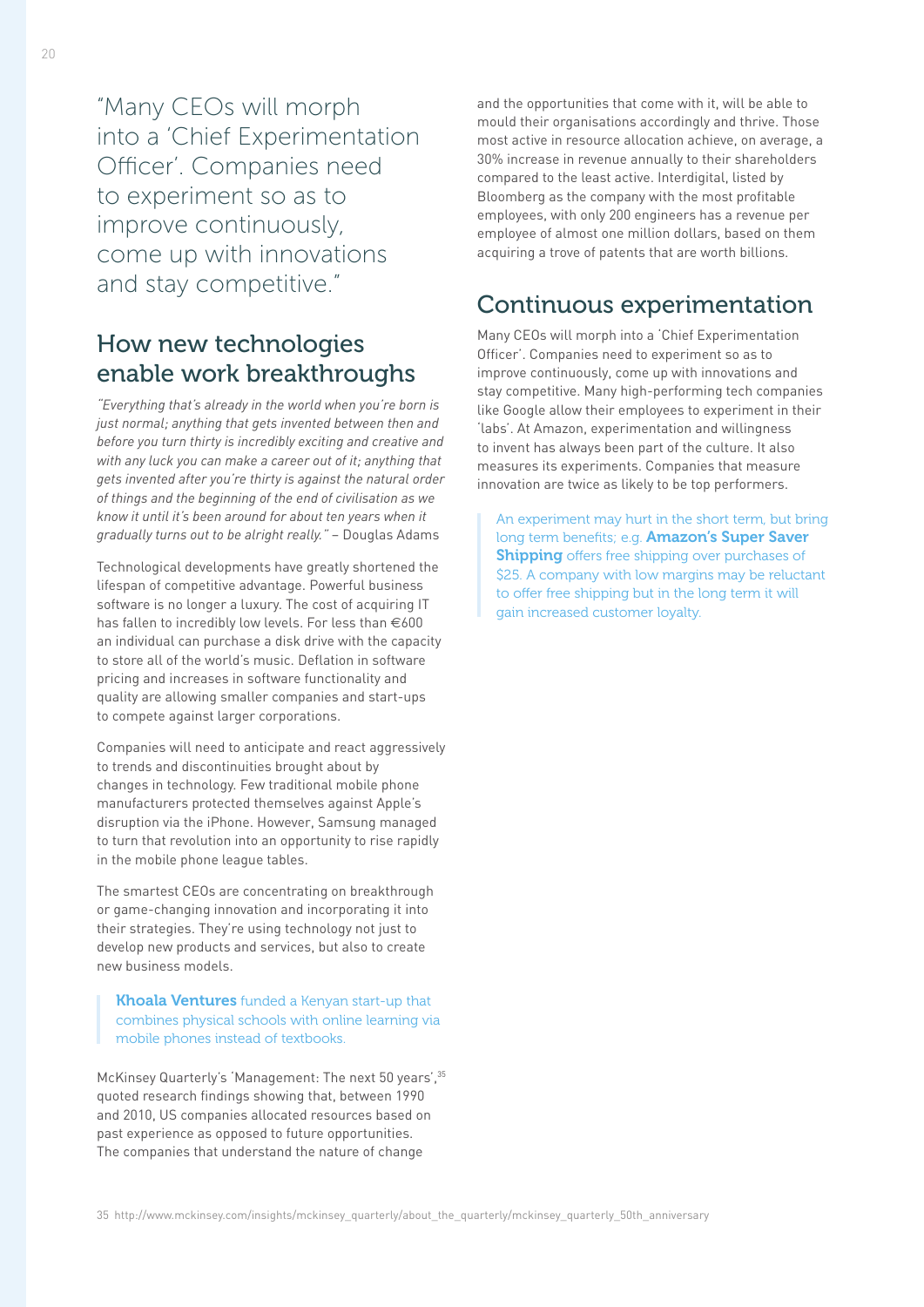> "Many CEOs will morph into a 'Chief Experimentation Officer'. Companies need to experiment so as to improve continuously, come up with innovations and stay competitive."

## How new technologies enable work breakthroughs

*"Everything that's already in the world when you're born is just normal; anything that gets invented between then and before you turn thirty is incredibly exciting and creative and with any luck you can make a career out of it; anything that gets invented after you're thirty is against the natural order of things and the beginning of the end of civilisation as we know it until it's been around for about ten years when it gradually turns out to be alright really."* – Douglas Adams

Technological developments have greatly shortened the lifespan of competitive advantage. Powerful business software is no longer a luxury. The cost of acquiring IT has fallen to incredibly low levels. For less than €600 an individual can purchase a disk drive with the capacity to store all of the world's music. Deflation in software pricing and increases in software functionality and quality are allowing smaller companies and start-ups to compete against larger corporations.

Companies will need to anticipate and react aggressively to trends and discontinuities brought about by changes in technology. Few traditional mobile phone manufacturers protected themselves against Apple's disruption via the iPhone. However, Samsung managed to turn that revolution into an opportunity to rise rapidly in the mobile phone league tables.

The smartest CEOs are concentrating on breakthrough or game-changing innovation and incorporating it into their strategies. They're using technology not just to develop new products and services, but also to create new business models.

> **Khoala Ventures** funded a Kenyan start-up that combines physical schools with online learning via mobile phones instead of textbooks.

McKinsey Quarterly's 'Management: The next 50 years',[35] quoted research findings showing that, between 1990 and 2010, US companies allocated resources based on past experience as opposed to future opportunities. The companies that understand the nature of change and the opportunities that come with it, will be able to mould their organisations accordingly and thrive. Those most active in resource allocation achieve, on average, a 30% increase in revenue annually to their shareholders compared to the least active. Interdigital, listed by Bloomberg as the company with the most profitable employees, with only 200 engineers has a revenue per employee of almost one million dollars, based on them acquiring a trove of patents that are worth billions.

## Continuous experimentation

Many CEOs will morph into a 'Chief Experimentation Officer'. Companies need to experiment so as to improve continuously, come up with innovations and stay competitive. Many high-performing tech companies like Google allow their employees to experiment in their 'labs'. At Amazon, experimentation and willingness to invent has always been part of the culture. It also measures its experiments. Companies that measure innovation are twice as likely to be top performers.

> An experiment may hurt in the short term, but bring long term benefits; e.g. **Amazon's Super Saver Shipping** offers free shipping over purchases of $25. A company with low margins may be reluctant to offer free shipping but in the long term it will gain increased customer loyalty.

35 http://www.mckinsey.com/insights/mckinsey_quarterly/about_the_quarterly/mckinsey_quarterly_50th_anniversary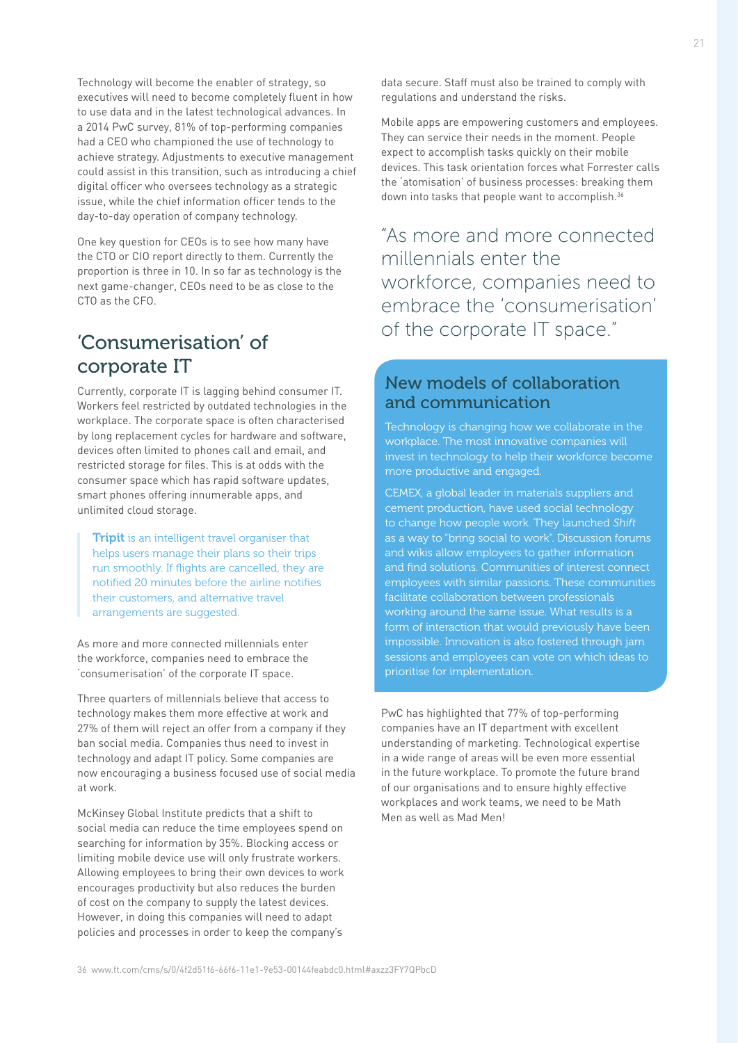Technology will become the enabler of strategy, so executives will need to become completely fluent in how to use data and in the latest technological advances. In a 2014 PwC survey, 81% of top-performing companies had a CEO who championed the use of technology to achieve strategy. Adjustments to executive management could assist in this transition, such as introducing a chief digital officer who oversees technology as a strategic issue, while the chief information officer tends to the day-to-day operation of company technology.

One key question for CEOs is to see how many have the CTO or CIO report directly to them. Currently the proportion is three in 10. In so far as technology is the next game-changer, CEOs need to be as close to the CTO as the CFO.

## 'Consumerisation' of corporate IT

Currently, corporate IT is lagging behind consumer IT. Workers feel restricted by outdated technologies in the workplace. The corporate space is often characterised by long replacement cycles for hardware and software, devices often limited to phones call and email, and restricted storage for files. This is at odds with the consumer space which has rapid software updates, smart phones offering innumerable apps, and unlimited cloud storage.

> **Tripit** is an intelligent travel organiser that helps users manage their plans so their trips run smoothly. If flights are cancelled, they are notified 20 minutes before the airline notifies their customers, and alternative travel arrangements are suggested.

As more and more connected millennials enter the workforce, companies need to embrace the 'consumerisation' of the corporate IT space.

Three quarters of millennials believe that access to technology makes them more effective at work and 27% of them will reject an offer from a company if they ban social media. Companies thus need to invest in technology and adapt IT policy. Some companies are now encouraging a business focused use of social media at work.

McKinsey Global Institute predicts that a shift to social media can reduce the time employees spend on searching for information by 35%. Blocking access or limiting mobile device use will only frustrate workers. Allowing employees to bring their own devices to work encourages productivity but also reduces the burden of cost on the company to supply the latest devices. However, in doing this companies will need to adapt policies and processes in order to keep the company's data secure. Staff must also be trained to comply with regulations and understand the risks.

Mobile apps are empowering customers and employees. They can service their needs in the moment. People expect to accomplish tasks quickly on their mobile devices. This task orientation forces what Forrester calls the 'atomisation' of business processes: breaking them down into tasks that people want to accomplish.[36]

> "As more and more connected millennials enter the workforce, companies need to embrace the 'consumerisation' of the corporate IT space."

### New models of collaboration and communication

Technology is changing how we collaborate in the workplace. The most innovative companies will invest in technology to help their workforce become more productive and engaged.

CEMEX, a global leader in materials suppliers and cement production, have used social technology to change how people work. They launched *Shift* as a way to "bring social to work". Discussion forums and wikis allow employees to gather information and find solutions. Communities of interest connect employees with similar passions. These communities facilitate collaboration between professionals working around the same issue. What results is a form of interaction that would previously have been impossible. Innovation is also fostered through jam sessions and employees can vote on which ideas to prioritise for implementation.

PwC has highlighted that 77% of top-performing companies have an IT department with excellent understanding of marketing. Technological expertise in a wide range of areas will be even more essential in the future workplace. To promote the future brand of our organisations and to ensure highly effective workplaces and work teams, we need to be Math Men as well as Mad Men!

36 www.ft.com/cms/s/0/4f2d51f6-66f6-11e1-9e53-00144feabdc0.html#axzz3FY7QPbcD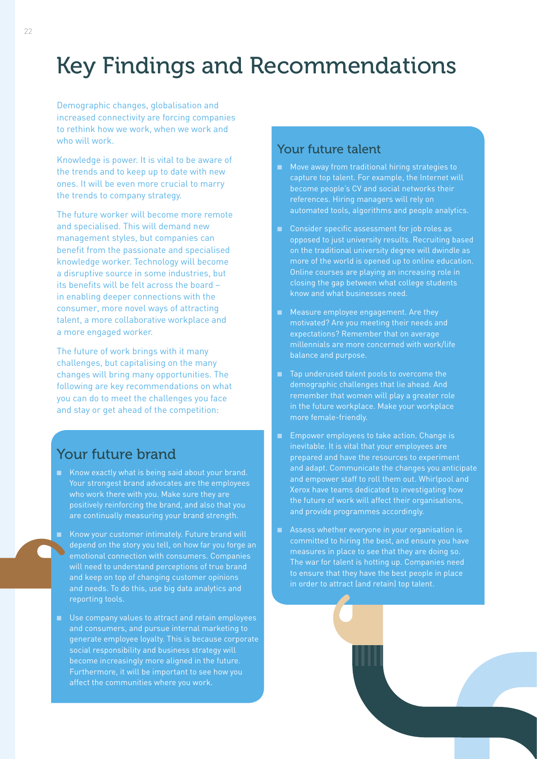# Key Findings and Recommendations

Demographic changes, globalisation and increased connectivity are forcing companies to rethink how we work, when we work and who will work.

Knowledge is power. It is vital to be aware of the trends and to keep up to date with new ones. It will be even more crucial to marry the trends to company strategy.

The future worker will become more remote and specialised. This will demand new management styles, but companies can benefit from the passionate and specialised knowledge worker. Technology will become a disruptive source in some industries, but its benefits will be felt across the board – in enabling deeper connections with the consumer, more novel ways of attracting talent, a more collaborative workplace and a more engaged worker.

The future of work brings with it many challenges, but capitalising on the many changes will bring many opportunities. The following are key recommendations on what you can do to meet the challenges you face and stay or get ahead of the competition:

## Your future brand

- Know exactly what is being said about your brand. Your strongest brand advocates are the employees who work there with you. Make sure they are positively reinforcing the brand, and also that you are continually measuring your brand strength.
- Know your customer intimately. Future brand will depend on the story you tell, on how far you forge an emotional connection with consumers. Companies will need to understand perceptions of true brand and keep on top of changing customer opinions and needs. To do this, use big data analytics and reporting tools.
- Use company values to attract and retain employees and consumers, and pursue internal marketing to generate employee loyalty. This is because corporate social responsibility and business strategy will become increasingly more aligned in the future. Furthermore, it will be important to see how you affect the communities where you work.

## Your future talent

- Move away from traditional hiring strategies to capture top talent. For example, the Internet will become people's CV and social networks their references. Hiring managers will rely on automated tools, algorithms and people analytics.
- Consider specific assessment for job roles as opposed to just university results. Recruiting based on the traditional university degree will dwindle as more of the world is opened up to online education. Online courses are playing an increasing role in closing the gap between what college students know and what businesses need.
- Measure employee engagement. Are they motivated? Are you meeting their needs and expectations? Remember that on average millennials are more concerned with work/life balance and purpose.
- Tap underused talent pools to overcome the demographic challenges that lie ahead. And remember that women will play a greater role in the future workplace. Make your workplace more female-friendly.
- Empower employees to take action. Change is inevitable. It is vital that your employees are prepared and have the resources to experiment and adapt. Communicate the changes you anticipate and empower staff to roll them out. Whirlpool and Xerox have teams dedicated to investigating how the future of work will affect their organisations, and provide programmes accordingly.
- Assess whether everyone in your organisation is committed to hiring the best, and ensure you have measures in place to see that they are doing so. The war for talent is hotting up. Companies need to ensure that they have the best people in place in order to attract (and retain) top talent.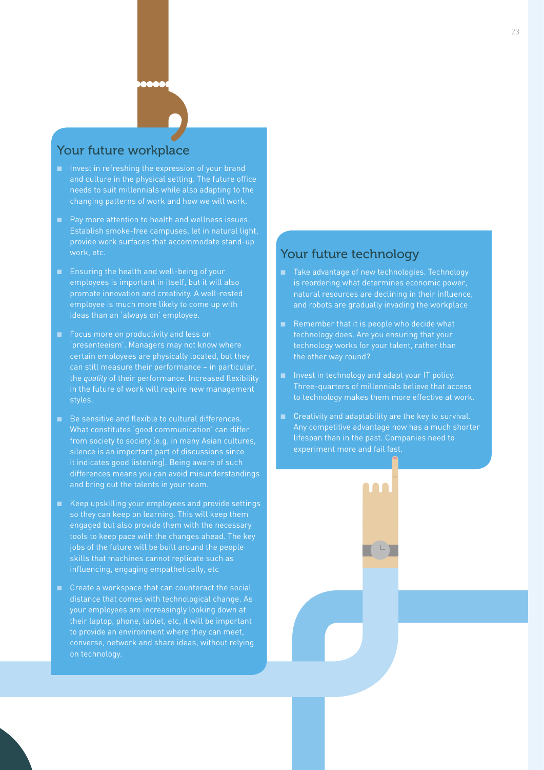## Your future workplace

- Invest in refreshing the expression of your brand and culture in the physical setting. The future office needs to suit millennials while also adapting to the changing patterns of work and how we will work.
- Pay more attention to health and wellness issues. Establish smoke-free campuses, let in natural light, provide work surfaces that accommodate stand-up work, etc.
- Ensuring the health and well-being of your employees is important in itself, but it will also promote innovation and creativity. A well-rested employee is much more likely to come up with ideas than an 'always on' employee.
- Focus more on productivity and less on 'presenteeism'. Managers may not know where certain employees are physically located, but they can still measure their performance – in particular, the *quality* of their performance. Increased flexibility in the future of work will require new management styles.
- Be sensitive and flexible to cultural differences. What constitutes 'good communication' can differ from society to society (e.g. in many Asian cultures, silence is an important part of discussions since it indicates good listening). Being aware of such differences means you can avoid misunderstandings and bring out the talents in your team.
- Keep upskilling your employees and provide settings so they can keep on learning. This will keep them engaged but also provide them with the necessary tools to keep pace with the changes ahead. The key jobs of the future will be built around the people skills that machines cannot replicate such as influencing, engaging empathetically, etc
- Create a workspace that can counteract the social distance that comes with technological change. As your employees are increasingly looking down at their laptop, phone, tablet, etc, it will be important to provide an environment where they can meet, converse, network and share ideas, without relying on technology.

## Your future technology

- Take advantage of new technologies. Technology is reordering what determines economic power, natural resources are declining in their influence, and robots are gradually invading the workplace
- Remember that it is people who decide what technology does. Are you ensuring that your technology works for your talent, rather than the other way round?
- Invest in technology and adapt your IT policy. Three-quarters of millennials believe that access to technology makes them more effective at work.
- Creativity and adaptability are the key to survival. Any competitive advantage now has a much shorter lifespan than in the past. Companies need to experiment more and fail fast.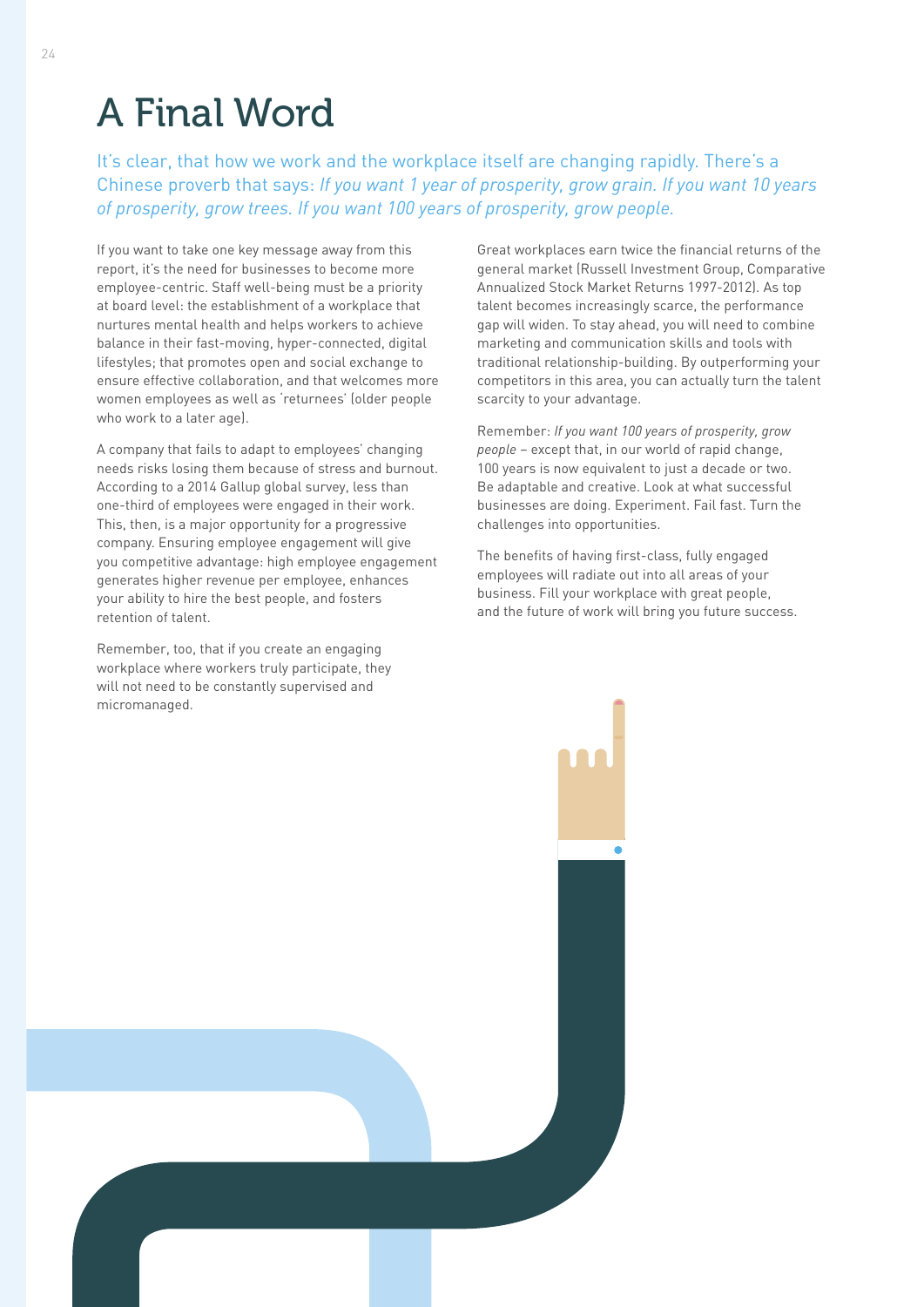# A Final Word

It's clear, that how we work and the workplace itself are changing rapidly. There's a Chinese proverb that says: *If you want 1 year of prosperity, grow grain. If you want 10 years of prosperity, grow trees. If you want 100 years of prosperity, grow people.*

If you want to take one key message away from this report, it's the need for businesses to become more employee-centric. Staff well-being must be a priority at board level: the establishment of a workplace that nurtures mental health and helps workers to achieve balance in their fast-moving, hyper-connected, digital lifestyles; that promotes open and social exchange to ensure effective collaboration, and that welcomes more women employees as well as 'returnees' (older people who work to a later age).

A company that fails to adapt to employees' changing needs risks losing them because of stress and burnout. According to a 2014 Gallup global survey, less than one-third of employees were engaged in their work. This, then, is a major opportunity for a progressive company. Ensuring employee engagement will give you competitive advantage: high employee engagement generates higher revenue per employee, enhances your ability to hire the best people, and fosters retention of talent.

Remember, too, that if you create an engaging workplace where workers truly participate, they will not need to be constantly supervised and micromanaged.

Great workplaces earn twice the financial returns of the general market (Russell Investment Group, Comparative Annualized Stock Market Returns 1997-2012). As top talent becomes increasingly scarce, the performance gap will widen. To stay ahead, you will need to combine marketing and communication skills and tools with traditional relationship-building. By outperforming your competitors in this area, you can actually turn the talent scarcity to your advantage.

Remember: *If you want 100 years of prosperity, grow people* – except that, in our world of rapid change, 100 years is now equivalent to just a decade or two. Be adaptable and creative. Look at what successful businesses are doing. Experiment. Fail fast. Turn the challenges into opportunities.

The benefits of having first-class, fully engaged employees will radiate out into all areas of your business. Fill your workplace with great people, and the future of work will bring you future success.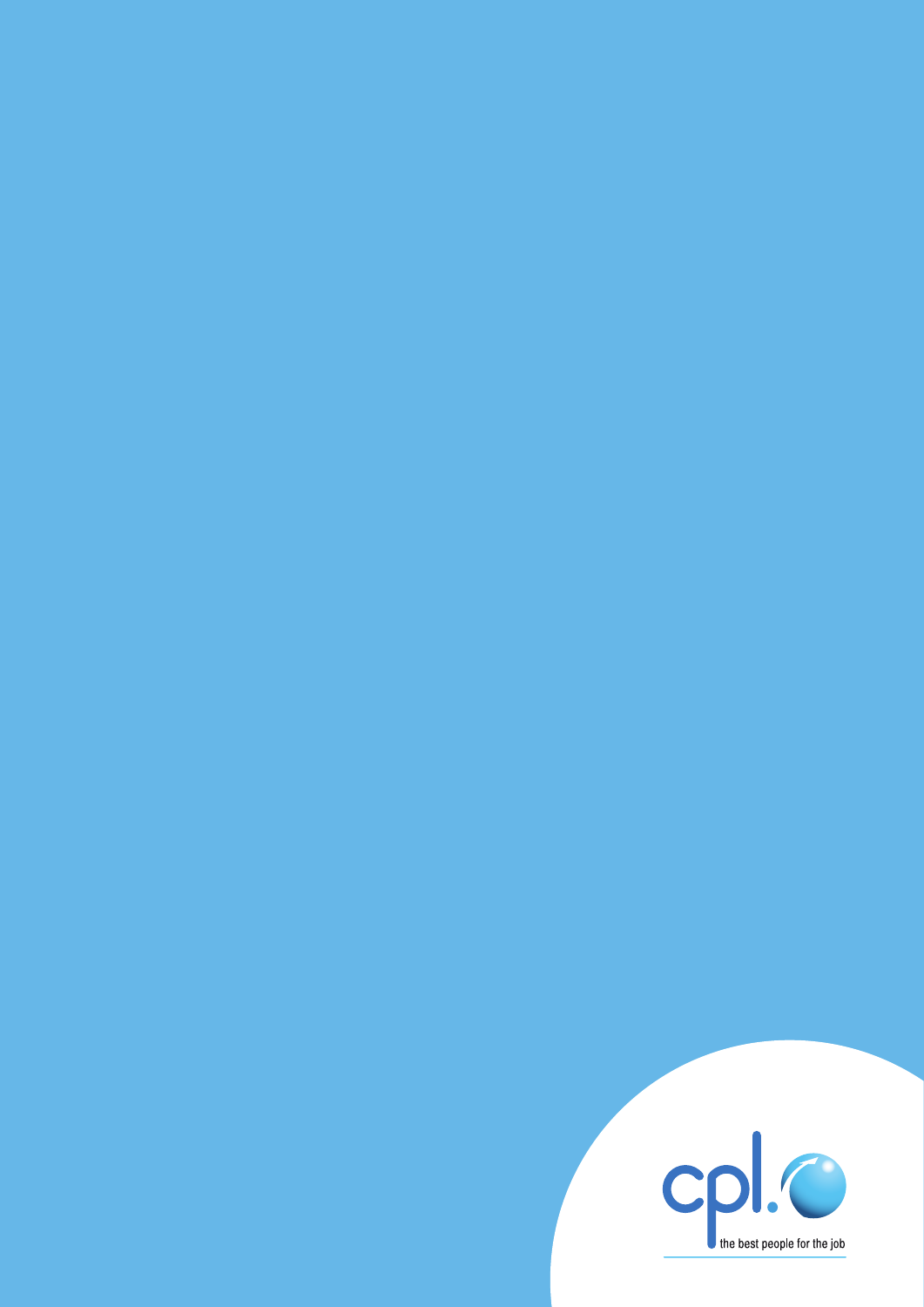cpl.

the best people for the job